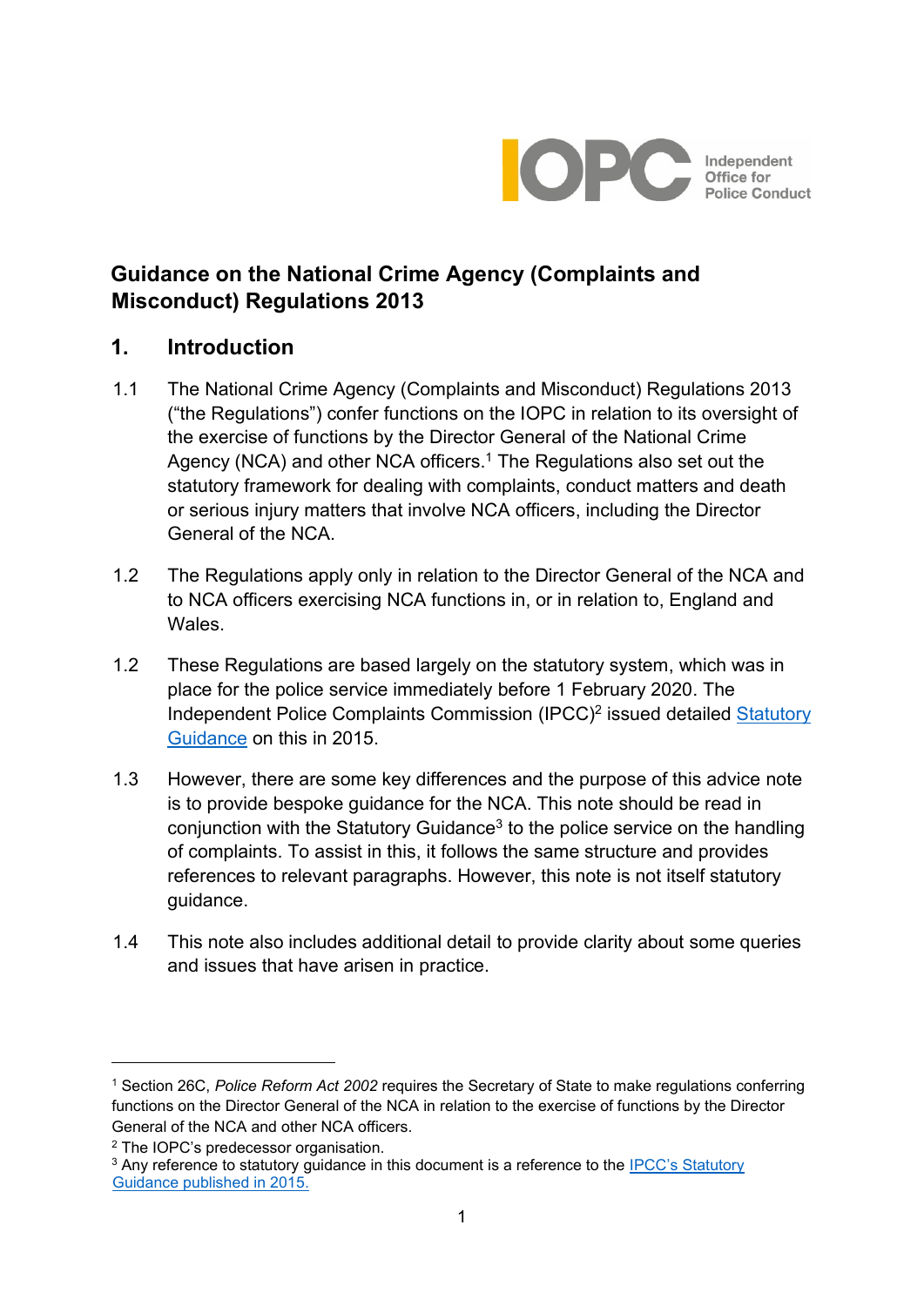# Guidance on the National Crime Agency (Complaints and Misconduct) Regulations 2013

## 1. Introduction

1.1 The National Crime Agency (Complaints and Misconduct) Regulations 2013 ("the Regulations") confer functions on the IOPC in relation to its oversight of the exercise of functions by the Director General of the National Crime Agency (NCA) and other NCA officers.[1] The Regulations also set out the statutory framework for dealing with complaints, conduct matters and death or serious injury matters that involve NCA officers, including the Director General of the NCA.

1.2 The Regulations apply only in relation to the Director General of the NCA and to NCA officers exercising NCA functions in, or in relation to, England and Wales.

1.2 These Regulations are based largely on the statutory system, which was in place for the police service immediately before 1 February 2020. The Independent Police Complaints Commission (IPCC)[2] issued detailed [Statutory Guidance] on this in 2015.

1.3 However, there are some key differences and the purpose of this advice note is to provide bespoke guidance for the NCA. This note should be read in conjunction with the Statutory Guidance[3] to the police service on the handling of complaints. To assist in this, it follows the same structure and provides references to relevant paragraphs. However, this note is not itself statutory guidance.

1.4 This note also includes additional detail to provide clarity about some queries and issues that have arisen in practice.

---

[1] Section 26C, *Police Reform Act 2002* requires the Secretary of State to make regulations conferring functions on the Director General of the NCA in relation to the exercise of functions by the Director General of the NCA and other NCA officers.

[2] The IOPC's predecessor organisation.

[3] Any reference to statutory guidance in this document is a reference to the [IPCC's Statutory Guidance published in 2015.]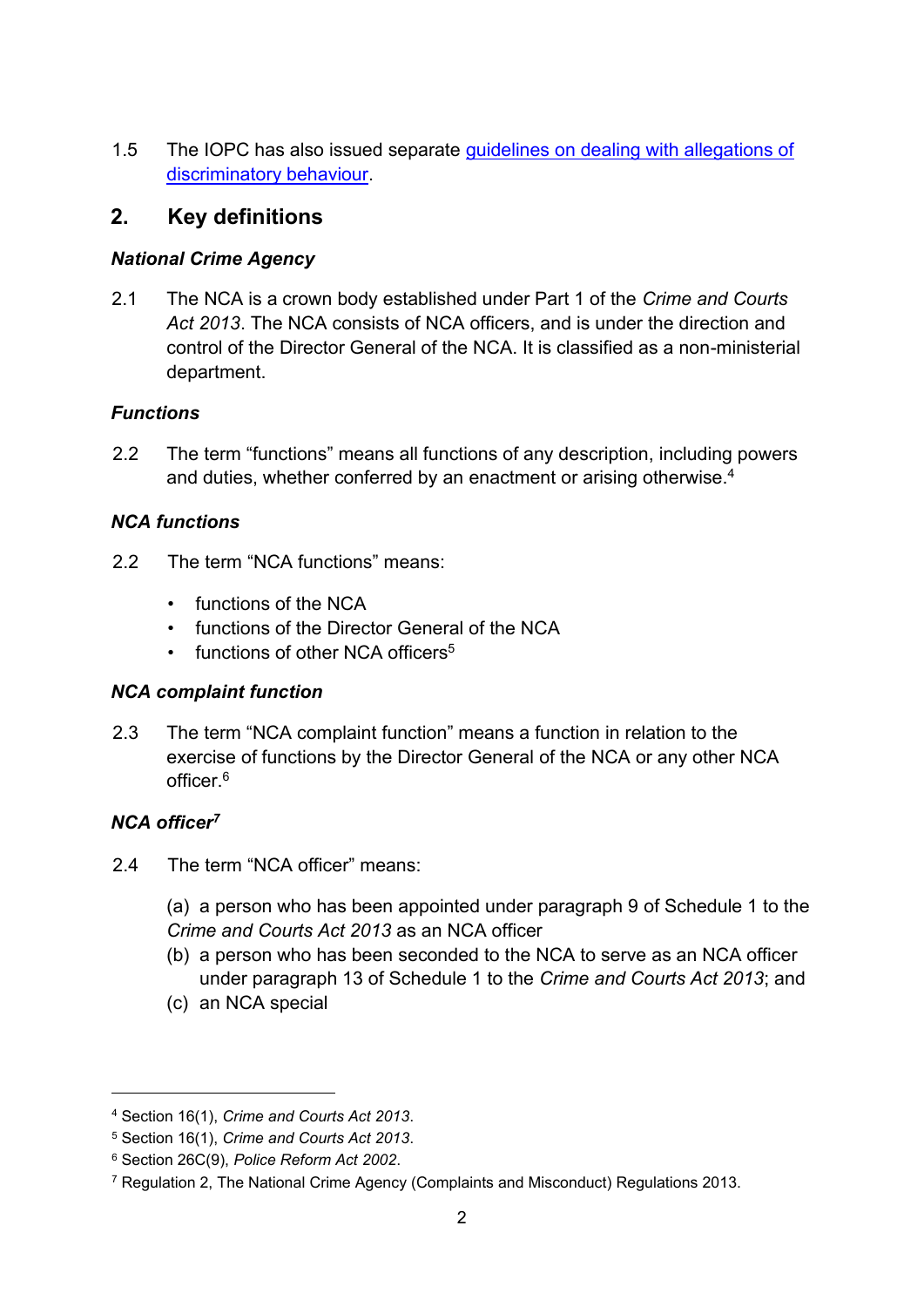1.5 The IOPC has also issued separate [guidelines on dealing with allegations of discriminatory behaviour](guidelines on dealing with allegations of discriminatory behaviour).

## 2. Key definitions

### *National Crime Agency*

2.1 The NCA is a crown body established under Part 1 of the *Crime and Courts Act 2013*. The NCA consists of NCA officers, and is under the direction and control of the Director General of the NCA. It is classified as a non-ministerial department.

### *Functions*

2.2 The term "functions" means all functions of any description, including powers and duties, whether conferred by an enactment or arising otherwise.[4]

### *NCA functions*

2.2 The term "NCA functions" means:

- functions of the NCA
- functions of the Director General of the NCA
- functions of other NCA officers[5]

### *NCA complaint function*

2.3 The term "NCA complaint function" means a function in relation to the exercise of functions by the Director General of the NCA or any other NCA officer.[6]

### *NCA officer*[7]

2.4 The term "NCA officer" means:

(a) a person who has been appointed under paragraph 9 of Schedule 1 to the *Crime and Courts Act 2013* as an NCA officer
(b) a person who has been seconded to the NCA to serve as an NCA officer under paragraph 13 of Schedule 1 to the *Crime and Courts Act 2013*; and
(c) an NCA special

---

[4] Section 16(1), *Crime and Courts Act 2013*.
[5] Section 16(1), *Crime and Courts Act 2013*.
[6] Section 26C(9), *Police Reform Act 2002*.
[7] Regulation 2, The National Crime Agency (Complaints and Misconduct) Regulations 2013.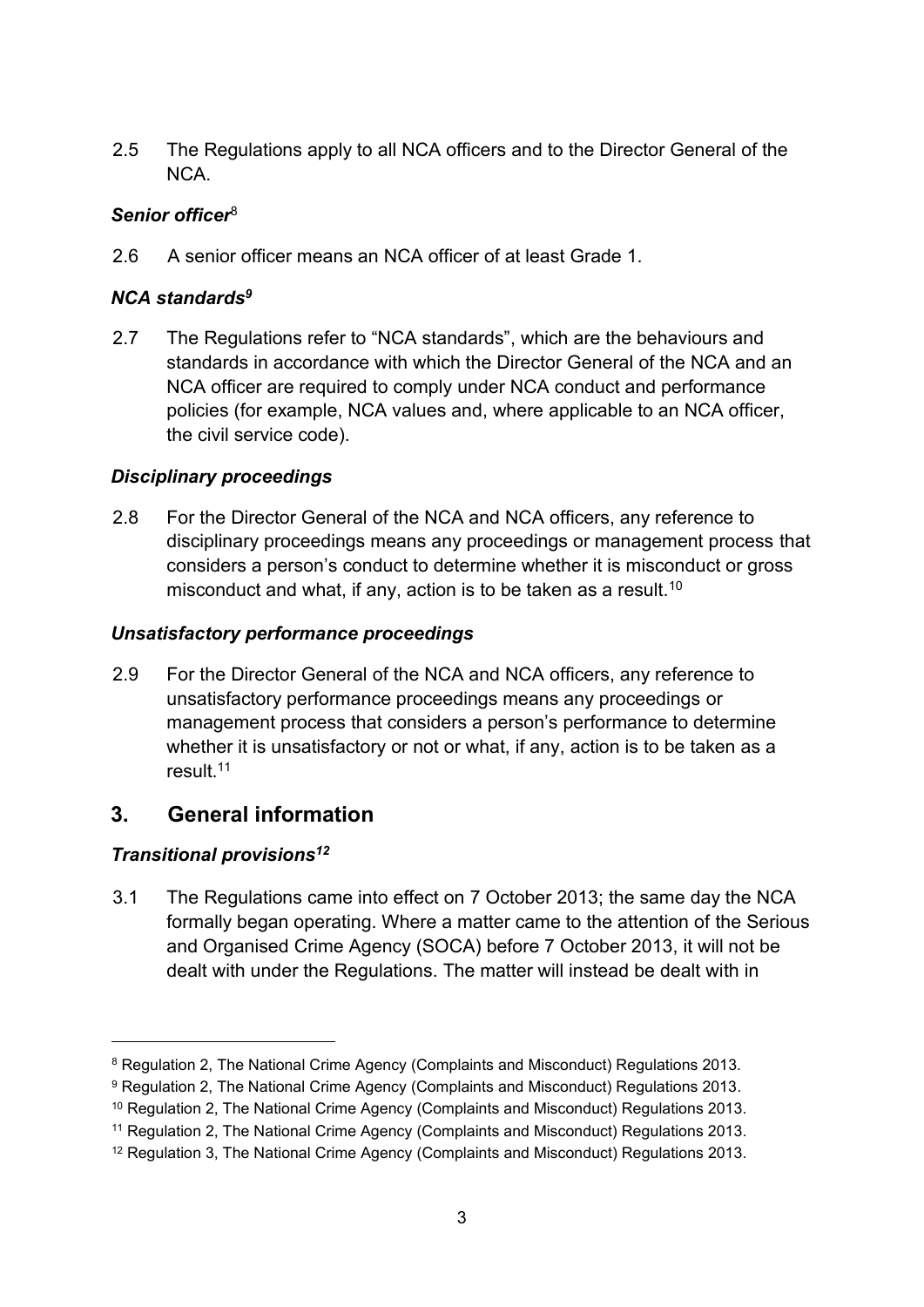2.5 The Regulations apply to all NCA officers and to the Director General of the NCA.

### *Senior officer*[8]

2.6 A senior officer means an NCA officer of at least Grade 1.

### *NCA standards*[9]

2.7 The Regulations refer to "NCA standards", which are the behaviours and standards in accordance with which the Director General of the NCA and an NCA officer are required to comply under NCA conduct and performance policies (for example, NCA values and, where applicable to an NCA officer, the civil service code).

### *Disciplinary proceedings*

2.8 For the Director General of the NCA and NCA officers, any reference to disciplinary proceedings means any proceedings or management process that considers a person's conduct to determine whether it is misconduct or gross misconduct and what, if any, action is to be taken as a result.[10]

### *Unsatisfactory performance proceedings*

2.9 For the Director General of the NCA and NCA officers, any reference to unsatisfactory performance proceedings means any proceedings or management process that considers a person's performance to determine whether it is unsatisfactory or not or what, if any, action is to be taken as a result.[11]

## 3. General information

### *Transitional provisions*[12]

3.1 The Regulations came into effect on 7 October 2013; the same day the NCA formally began operating. Where a matter came to the attention of the Serious and Organised Crime Agency (SOCA) before 7 October 2013, it will not be dealt with under the Regulations. The matter will instead be dealt with in

---

[8] Regulation 2, The National Crime Agency (Complaints and Misconduct) Regulations 2013.

[9] Regulation 2, The National Crime Agency (Complaints and Misconduct) Regulations 2013.

[10] Regulation 2, The National Crime Agency (Complaints and Misconduct) Regulations 2013.

[11] Regulation 2, The National Crime Agency (Complaints and Misconduct) Regulations 2013.

[12] Regulation 3, The National Crime Agency (Complaints and Misconduct) Regulations 2013.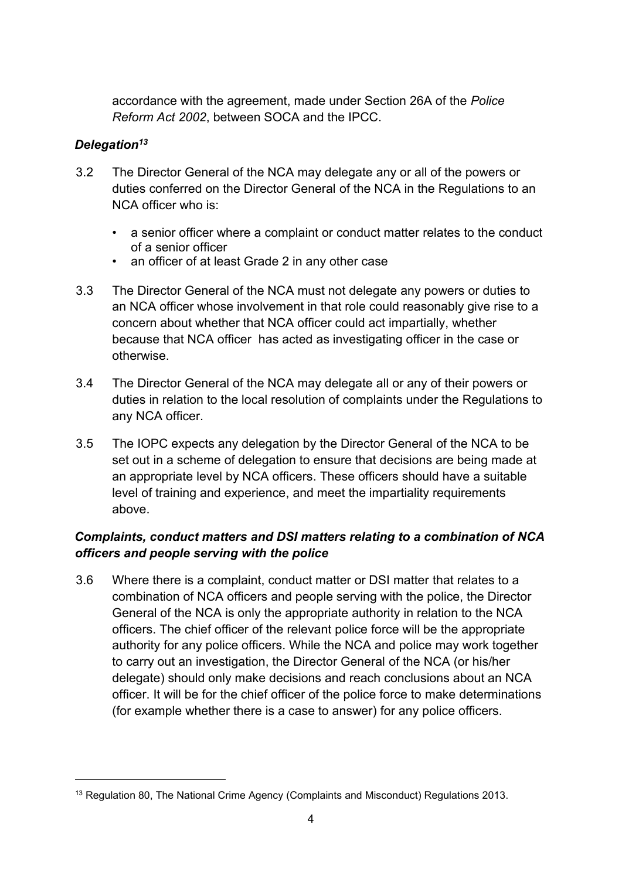accordance with the agreement, made under Section 26A of the *Police Reform Act 2002*, between SOCA and the IPCC.

### *Delegation[13]*

3.2 The Director General of the NCA may delegate any or all of the powers or duties conferred on the Director General of the NCA in the Regulations to an NCA officer who is:

- a senior officer where a complaint or conduct matter relates to the conduct of a senior officer
- an officer of at least Grade 2 in any other case

3.3 The Director General of the NCA must not delegate any powers or duties to an NCA officer whose involvement in that role could reasonably give rise to a concern about whether that NCA officer could act impartially, whether because that NCA officer has acted as investigating officer in the case or otherwise.

3.4 The Director General of the NCA may delegate all or any of their powers or duties in relation to the local resolution of complaints under the Regulations to any NCA officer.

3.5 The IOPC expects any delegation by the Director General of the NCA to be set out in a scheme of delegation to ensure that decisions are being made at an appropriate level by NCA officers. These officers should have a suitable level of training and experience, and meet the impartiality requirements above.

### *Complaints, conduct matters and DSI matters relating to a combination of NCA officers and people serving with the police*

3.6 Where there is a complaint, conduct matter or DSI matter that relates to a combination of NCA officers and people serving with the police, the Director General of the NCA is only the appropriate authority in relation to the NCA officers. The chief officer of the relevant police force will be the appropriate authority for any police officers. While the NCA and police may work together to carry out an investigation, the Director General of the NCA (or his/her delegate) should only make decisions and reach conclusions about an NCA officer. It will be for the chief officer of the police force to make determinations (for example whether there is a case to answer) for any police officers.

---

[13] Regulation 80, The National Crime Agency (Complaints and Misconduct) Regulations 2013.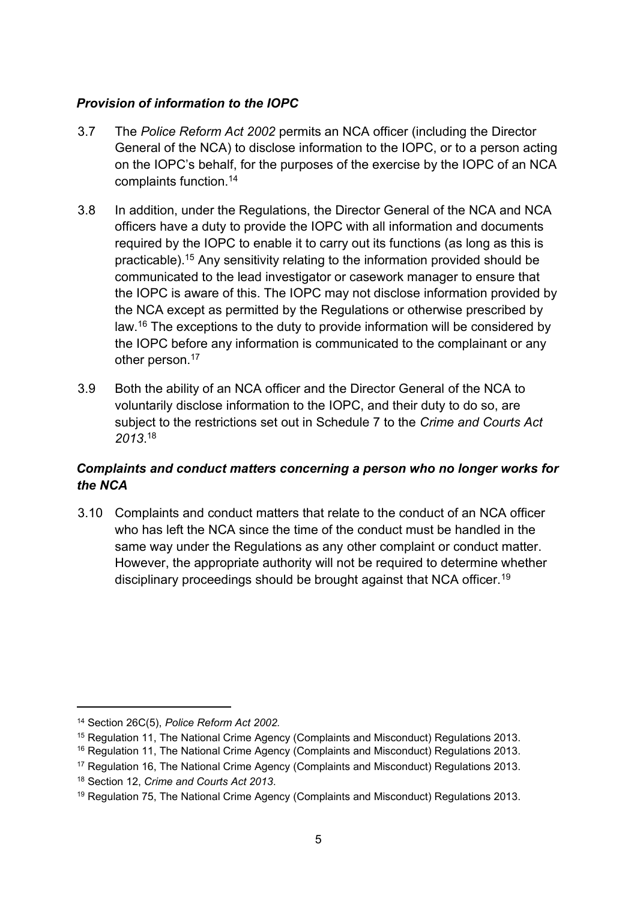### *Provision of information to the IOPC*

3.7 The *Police Reform Act 2002* permits an NCA officer (including the Director General of the NCA) to disclose information to the IOPC, or to a person acting on the IOPC's behalf, for the purposes of the exercise by the IOPC of an NCA complaints function.[14]

3.8 In addition, under the Regulations, the Director General of the NCA and NCA officers have a duty to provide the IOPC with all information and documents required by the IOPC to enable it to carry out its functions (as long as this is practicable).[15] Any sensitivity relating to the information provided should be communicated to the lead investigator or casework manager to ensure that the IOPC is aware of this. The IOPC may not disclose information provided by the NCA except as permitted by the Regulations or otherwise prescribed by law.[16] The exceptions to the duty to provide information will be considered by the IOPC before any information is communicated to the complainant or any other person.[17]

3.9 Both the ability of an NCA officer and the Director General of the NCA to voluntarily disclose information to the IOPC, and their duty to do so, are subject to the restrictions set out in Schedule 7 to the *Crime and Courts Act 2013*.[18]

### *Complaints and conduct matters concerning a person who no longer works for the NCA*

3.10 Complaints and conduct matters that relate to the conduct of an NCA officer who has left the NCA since the time of the conduct must be handled in the same way under the Regulations as any other complaint or conduct matter. However, the appropriate authority will not be required to determine whether disciplinary proceedings should be brought against that NCA officer.[19]

---

[14] Section 26C(5), *Police Reform Act 2002.*

[15] Regulation 11, The National Crime Agency (Complaints and Misconduct) Regulations 2013.

[16] Regulation 11, The National Crime Agency (Complaints and Misconduct) Regulations 2013.

[17] Regulation 16, The National Crime Agency (Complaints and Misconduct) Regulations 2013.

[18] Section 12, *Crime and Courts Act 2013*.

[19] Regulation 75, The National Crime Agency (Complaints and Misconduct) Regulations 2013.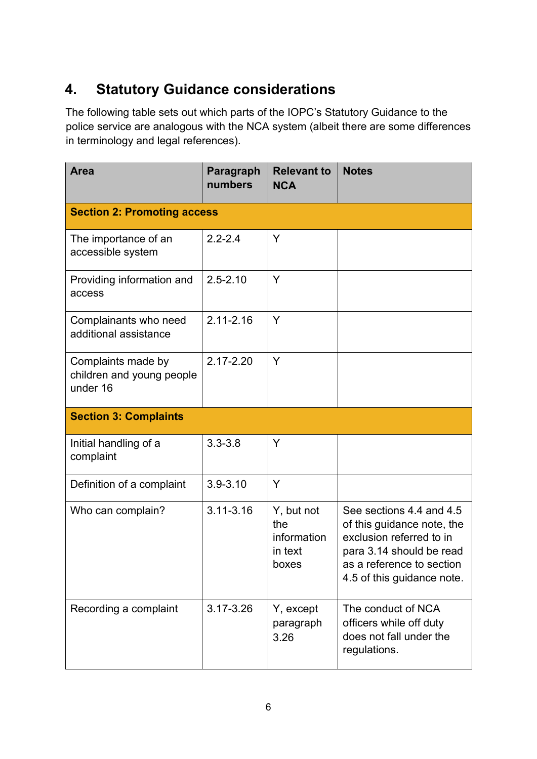## 4. Statutory Guidance considerations

The following table sets out which parts of the IOPC's Statutory Guidance to the police service are analogous with the NCA system (albeit there are some differences in terminology and legal references).

| Area | Paragraph numbers | Relevant to NCA | Notes |
|---|---|---|---|
| **Section 2: Promoting access** | | | |
| The importance of an accessible system | 2.2-2.4 | Y | |
| Providing information and access | 2.5-2.10 | Y | |
| Complainants who need additional assistance | 2.11-2.16 | Y | |
| Complaints made by children and young people under 16 | 2.17-2.20 | Y | |
| **Section 3: Complaints** | | | |
| Initial handling of a complaint | 3.3-3.8 | Y | |
| Definition of a complaint | 3.9-3.10 | Y | |
| Who can complain? | 3.11-3.16 | Y, but not the information in text boxes | See sections 4.4 and 4.5 of this guidance note, the exclusion referred to in para 3.14 should be read as a reference to section 4.5 of this guidance note. |
| Recording a complaint | 3.17-3.26 | Y, except paragraph 3.26 | The conduct of NCA officers while off duty does not fall under the regulations. |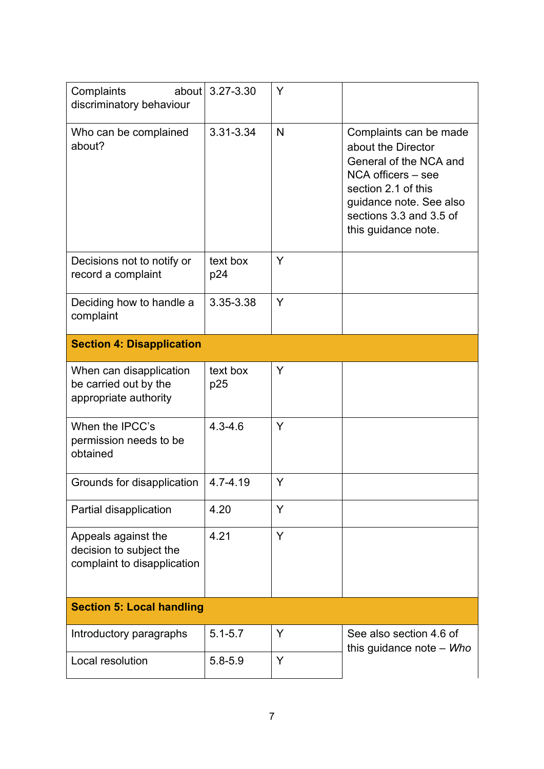| | | | |
|---|---|---|---|
| Complaints about discriminatory behaviour | 3.27-3.30 | Y | |
| Who can be complained about? | 3.31-3.34 | N | Complaints can be made about the Director General of the NCA and NCA officers – see section 2.1 of this guidance note. See also sections 3.3 and 3.5 of this guidance note. |
| Decisions not to notify or record a complaint | text box p24 | Y | |
| Deciding how to handle a complaint | 3.35-3.38 | Y | |
| **Section 4: Disapplication** | | | |
| When can disapplication be carried out by the appropriate authority | text box p25 | Y | |
| When the IPCC's permission needs to be obtained | 4.3-4.6 | Y | |
| Grounds for disapplication | 4.7-4.19 | Y | |
| Partial disapplication | 4.20 | Y | |
| Appeals against the decision to subject the complaint to disapplication | 4.21 | Y | |
| **Section 5: Local handling** | | | |
| Introductory paragraphs | 5.1-5.7 | Y | See also section 4.6 of this guidance note – *Who* |
| Local resolution | 5.8-5.9 | Y | |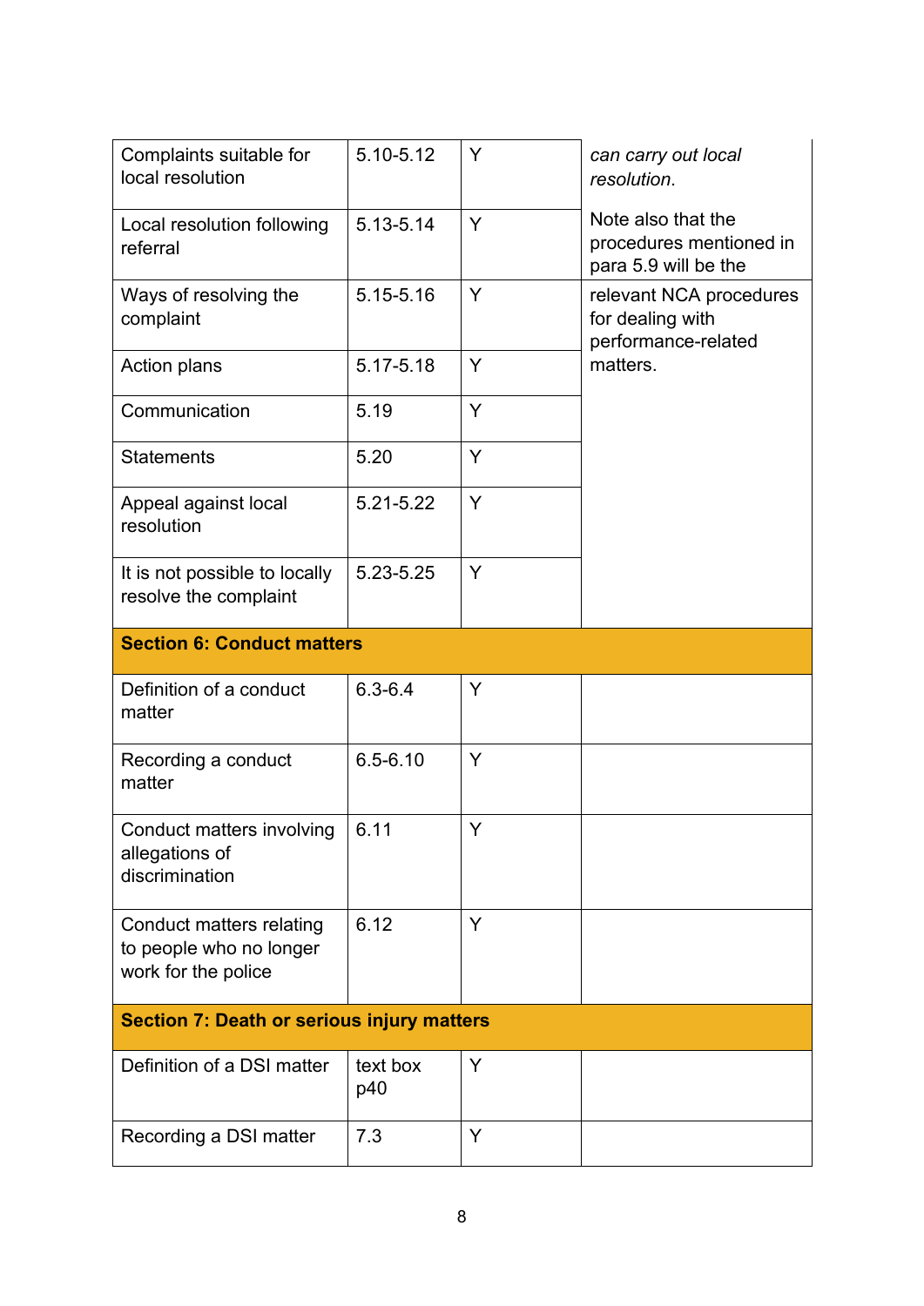| | | | |
|---|---|---|---|
| Complaints suitable for local resolution | 5.10-5.12 | Y | *can carry out local resolution*. Note also that the procedures mentioned in para 5.9 will be the relevant NCA procedures for dealing with performance-related matters. |
| Local resolution following referral | 5.13-5.14 | Y | |
| Ways of resolving the complaint | 5.15-5.16 | Y | |
| Action plans | 5.17-5.18 | Y | |
| Communication | 5.19 | Y | |
| Statements | 5.20 | Y | |
| Appeal against local resolution | 5.21-5.22 | Y | |
| It is not possible to locally resolve the complaint | 5.23-5.25 | Y | |
| **Section 6: Conduct matters** | | | |
| Definition of a conduct matter | 6.3-6.4 | Y | |
| Recording a conduct matter | 6.5-6.10 | Y | |
| Conduct matters involving allegations of discrimination | 6.11 | Y | |
| Conduct matters relating to people who no longer work for the police | 6.12 | Y | |
| **Section 7: Death or serious injury matters** | | | |
| Definition of a DSI matter | text box p40 | Y | |
| Recording a DSI matter | 7.3 | Y | |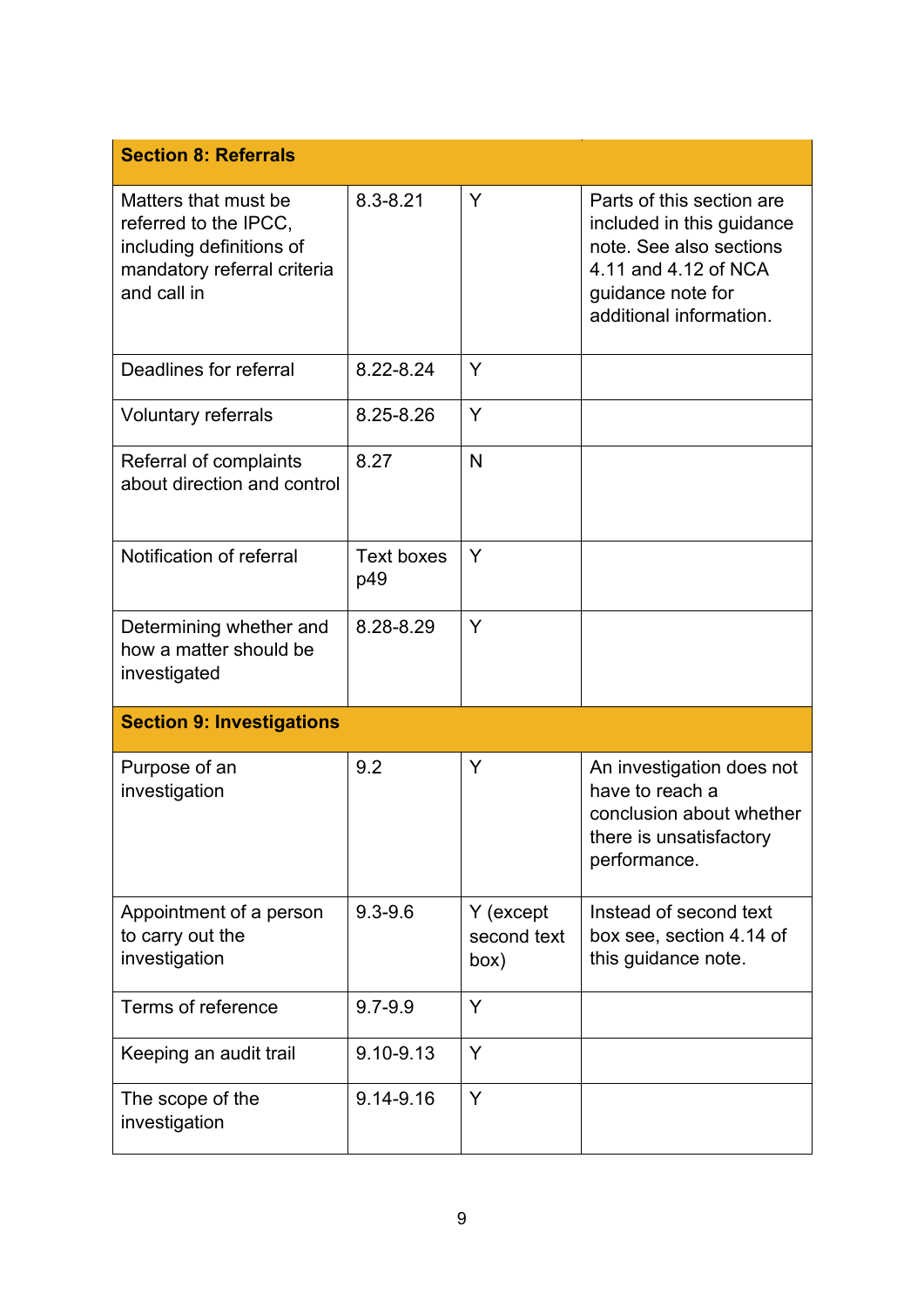| Section 8: Referrals | | | |
|---|---|---|---|
| Matters that must be referred to the IPCC, including definitions of mandatory referral criteria and call in | 8.3-8.21 | Y | Parts of this section are included in this guidance note. See also sections 4.11 and 4.12 of NCA guidance note for additional information. |
| Deadlines for referral | 8.22-8.24 | Y | |
| Voluntary referrals | 8.25-8.26 | Y | |
| Referral of complaints about direction and control | 8.27 | N | |
| Notification of referral | Text boxes p49 | Y | |
| Determining whether and how a matter should be investigated | 8.28-8.29 | Y | |
| **Section 9: Investigations** | | | |
| Purpose of an investigation | 9.2 | Y | An investigation does not have to reach a conclusion about whether there is unsatisfactory performance. |
| Appointment of a person to carry out the investigation | 9.3-9.6 | Y (except second text box) | Instead of second text box see, section 4.14 of this guidance note. |
| Terms of reference | 9.7-9.9 | Y | |
| Keeping an audit trail | 9.10-9.13 | Y | |
| The scope of the investigation | 9.14-9.16 | Y | |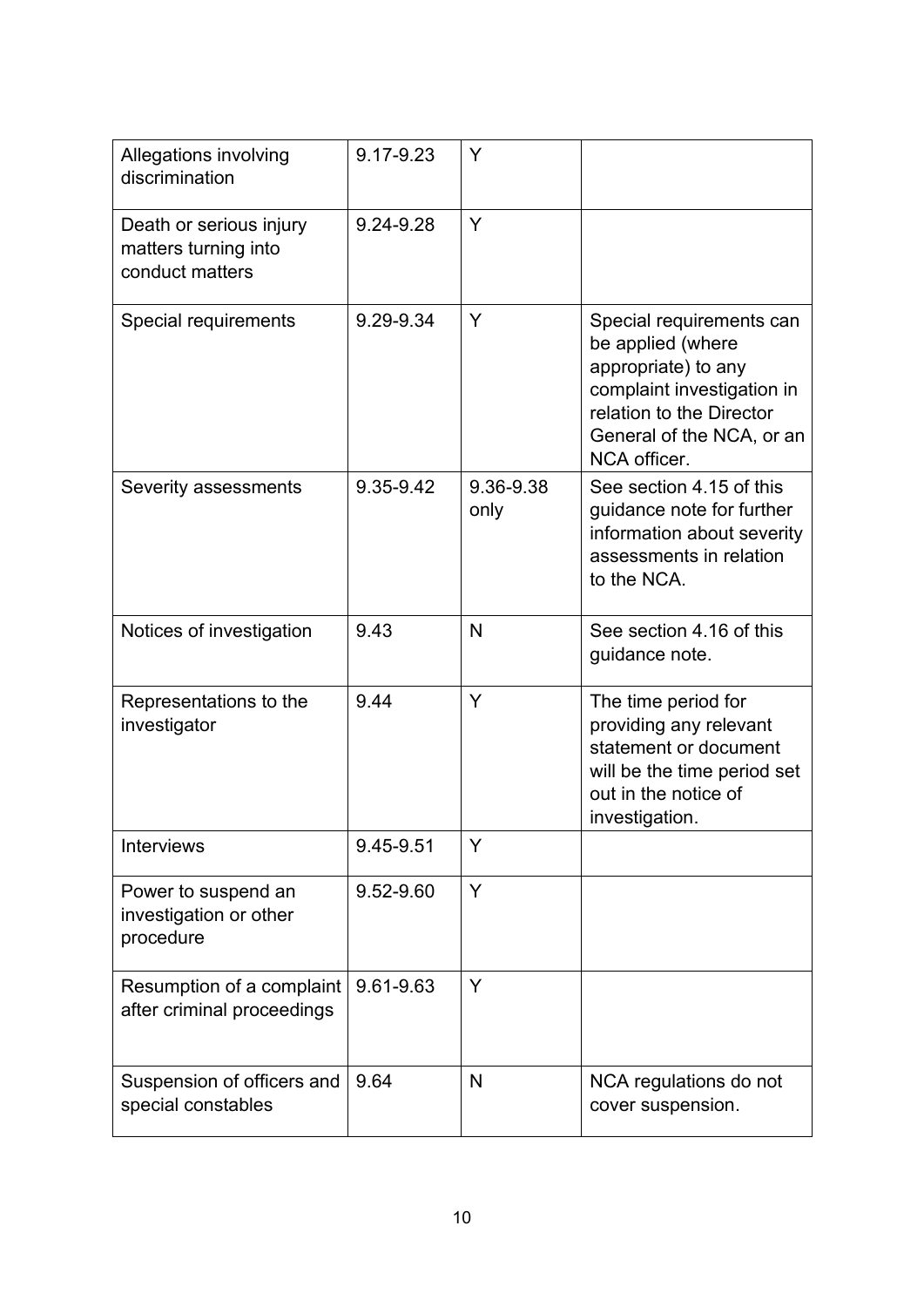| | | | |
|---|---|---|---|
| Allegations involving discrimination | 9.17-9.23 | Y | |
| Death or serious injury matters turning into conduct matters | 9.24-9.28 | Y | |
| Special requirements | 9.29-9.34 | Y | Special requirements can be applied (where appropriate) to any complaint investigation in relation to the Director General of the NCA, or an NCA officer. |
| Severity assessments | 9.35-9.42 | 9.36-9.38 only | See section 4.15 of this guidance note for further information about severity assessments in relation to the NCA. |
| Notices of investigation | 9.43 | N | See section 4.16 of this guidance note. |
| Representations to the investigator | 9.44 | Y | The time period for providing any relevant statement or document will be the time period set out in the notice of investigation. |
| Interviews | 9.45-9.51 | Y | |
| Power to suspend an investigation or other procedure | 9.52-9.60 | Y | |
| Resumption of a complaint after criminal proceedings | 9.61-9.63 | Y | |
| Suspension of officers and special constables | 9.64 | N | NCA regulations do not cover suspension. |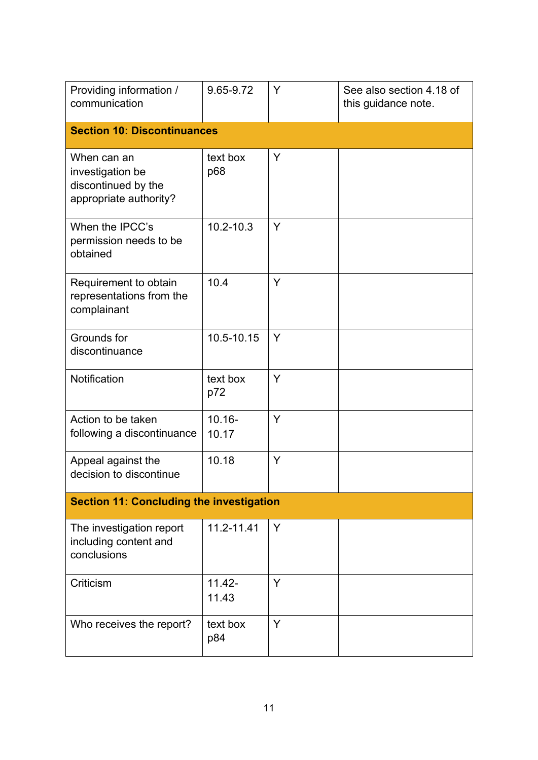| | | | |
|---|---|---|---|
| Providing information / communication | 9.65-9.72 | Y | See also section 4.18 of this guidance note. |
| **Section 10: Discontinuances** | | | |
| When can an investigation be discontinued by the appropriate authority? | text box p68 | Y | |
| When the IPCC's permission needs to be obtained | 10.2-10.3 | Y | |
| Requirement to obtain representations from the complainant | 10.4 | Y | |
| Grounds for discontinuance | 10.5-10.15 | Y | |
| Notification | text box p72 | Y | |
| Action to be taken following a discontinuance | 10.16-10.17 | Y | |
| Appeal against the decision to discontinue | 10.18 | Y | |
| **Section 11: Concluding the investigation** | | | |
| The investigation report including content and conclusions | 11.2-11.41 | Y | |
| Criticism | 11.42-11.43 | Y | |
| Who receives the report? | text box p84 | Y | |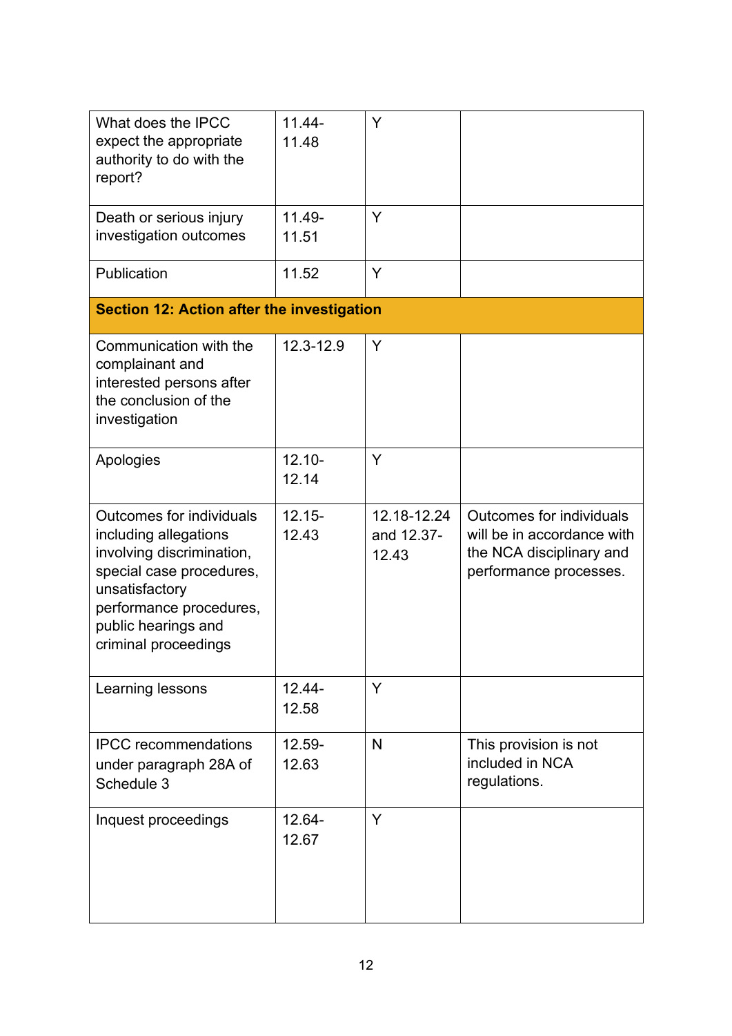| | | | |
|---|---|---|---|
| What does the IPCC expect the appropriate authority to do with the report? | 11.44-11.48 | Y | |
| Death or serious injury investigation outcomes | 11.49-11.51 | Y | |
| Publication | 11.52 | Y | |
| **Section 12: Action after the investigation** | | | |
| Communication with the complainant and interested persons after the conclusion of the investigation | 12.3-12.9 | Y | |
| Apologies | 12.10-12.14 | Y | |
| Outcomes for individuals including allegations involving discrimination, special case procedures, unsatisfactory performance procedures, public hearings and criminal proceedings | 12.15-12.43 | 12.18-12.24 and 12.37-12.43 | Outcomes for individuals will be in accordance with the NCA disciplinary and performance processes. |
| Learning lessons | 12.44-12.58 | Y | |
| IPCC recommendations under paragraph 28A of Schedule 3 | 12.59-12.63 | N | This provision is not included in NCA regulations. |
| Inquest proceedings | 12.64-12.67 | Y | |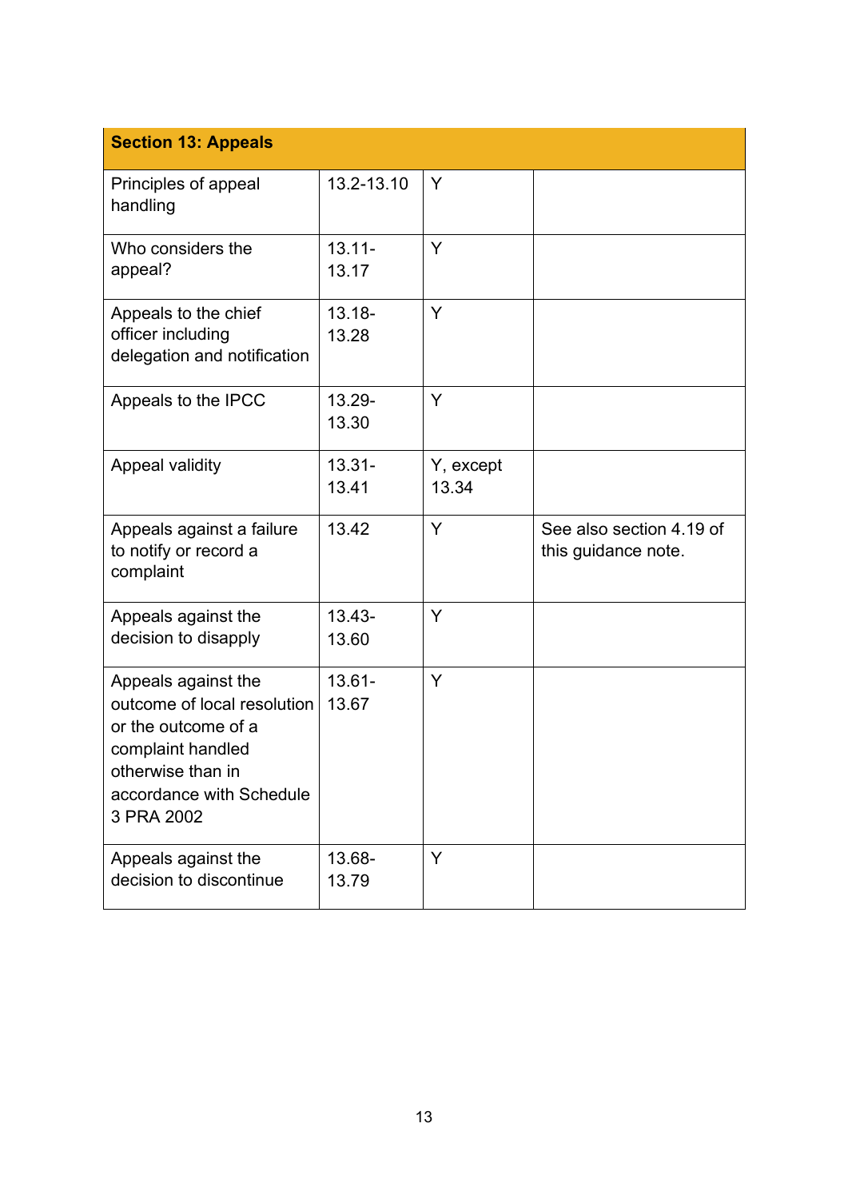| Section 13: Appeals | | | |
|---|---|---|---|
| Principles of appeal handling | 13.2-13.10 | Y | |
| Who considers the appeal? | 13.11-13.17 | Y | |
| Appeals to the chief officer including delegation and notification | 13.18-13.28 | Y | |
| Appeals to the IPCC | 13.29-13.30 | Y | |
| Appeal validity | 13.31-13.41 | Y, except 13.34 | |
| Appeals against a failure to notify or record a complaint | 13.42 | Y | See also section 4.19 of this guidance note. |
| Appeals against the decision to disapply | 13.43-13.60 | Y | |
| Appeals against the outcome of local resolution or the outcome of a complaint handled otherwise than in accordance with Schedule 3 PRA 2002 | 13.61-13.67 | Y | |
| Appeals against the decision to discontinue | 13.68-13.79 | Y | |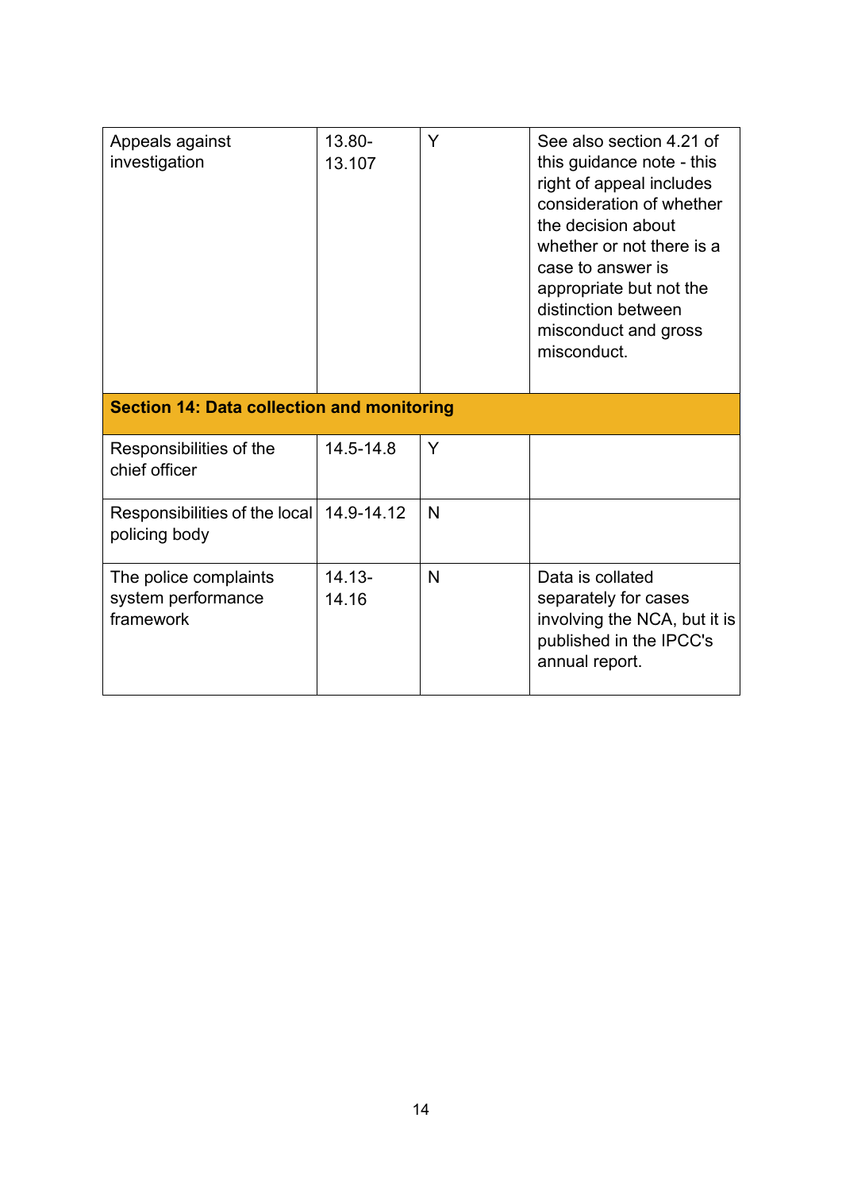| | | | |
|---|---|---|---|
| Appeals against investigation | 13.80-13.107 | Y | See also section 4.21 of this guidance note - this right of appeal includes consideration of whether the decision about whether or not there is a case to answer is appropriate but not the distinction between misconduct and gross misconduct. |
| **Section 14: Data collection and monitoring** | | | |
| Responsibilities of the chief officer | 14.5-14.8 | Y | |
| Responsibilities of the local policing body | 14.9-14.12 | N | |
| The police complaints system performance framework | 14.13-14.16 | N | Data is collated separately for cases involving the NCA, but it is published in the IPCC's annual report. |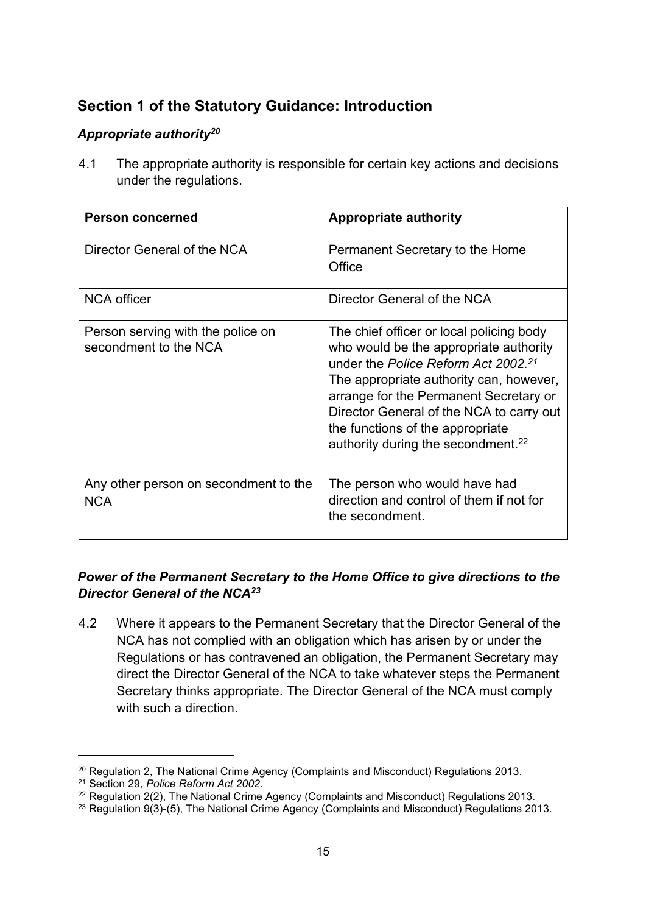## Section 1 of the Statutory Guidance: Introduction

### *Appropriate authority*[20]

4.1 The appropriate authority is responsible for certain key actions and decisions under the regulations.

| Person concerned | Appropriate authority |
|---|---|
| Director General of the NCA | Permanent Secretary to the Home Office |
| NCA officer | Director General of the NCA |
| Person serving with the police on secondment to the NCA | The chief officer or local policing body who would be the appropriate authority under the *Police Reform Act 2002*.[21] The appropriate authority can, however, arrange for the Permanent Secretary or Director General of the NCA to carry out the functions of the appropriate authority during the secondment.[22] |
| Any other person on secondment to the NCA | The person who would have had direction and control of them if not for the secondment. |

### *Power of the Permanent Secretary to the Home Office to give directions to the Director General of the NCA*[23]

4.2 Where it appears to the Permanent Secretary that the Director General of the NCA has not complied with an obligation which has arisen by or under the Regulations or has contravened an obligation, the Permanent Secretary may direct the Director General of the NCA to take whatever steps the Permanent Secretary thinks appropriate. The Director General of the NCA must comply with such a direction.

---

[20] Regulation 2, The National Crime Agency (Complaints and Misconduct) Regulations 2013.

[21] Section 29, *Police Reform Act 2002*.

[22] Regulation 2(2), The National Crime Agency (Complaints and Misconduct) Regulations 2013.

[23] Regulation 9(3)-(5), The National Crime Agency (Complaints and Misconduct) Regulations 2013.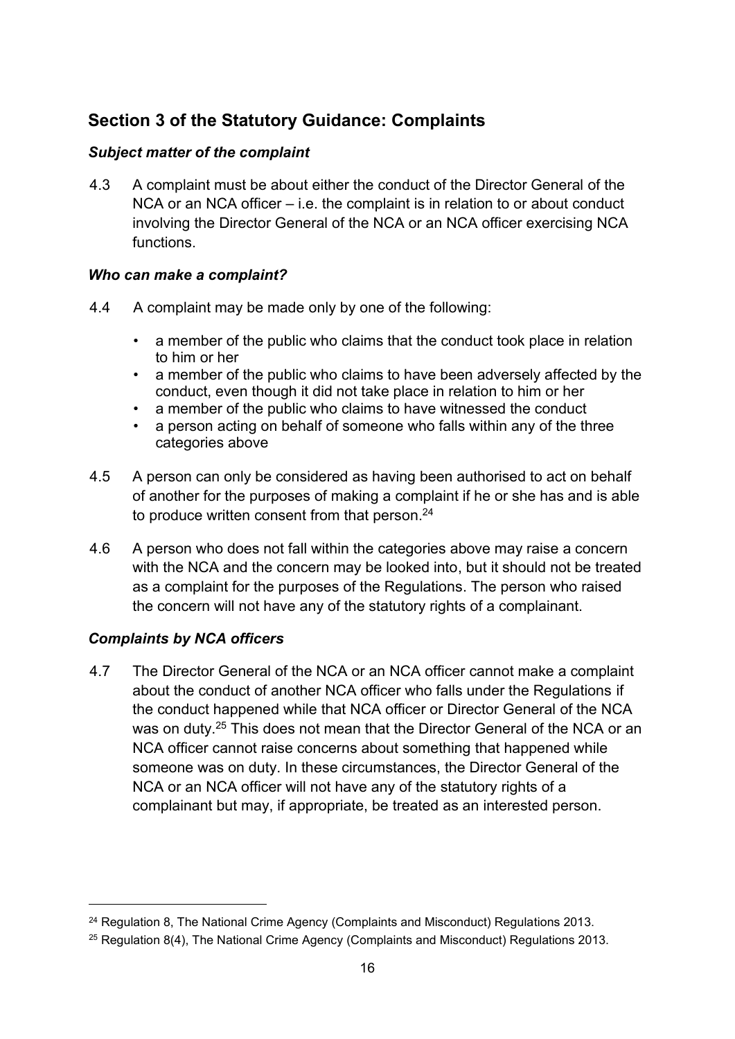## Section 3 of the Statutory Guidance: Complaints

### *Subject matter of the complaint*

4.3 A complaint must be about either the conduct of the Director General of the NCA or an NCA officer – i.e. the complaint is in relation to or about conduct involving the Director General of the NCA or an NCA officer exercising NCA functions.

### *Who can make a complaint?*

4.4 A complaint may be made only by one of the following:

- a member of the public who claims that the conduct took place in relation to him or her
- a member of the public who claims to have been adversely affected by the conduct, even though it did not take place in relation to him or her
- a member of the public who claims to have witnessed the conduct
- a person acting on behalf of someone who falls within any of the three categories above

4.5 A person can only be considered as having been authorised to act on behalf of another for the purposes of making a complaint if he or she has and is able to produce written consent from that person.[24]

4.6 A person who does not fall within the categories above may raise a concern with the NCA and the concern may be looked into, but it should not be treated as a complaint for the purposes of the Regulations. The person who raised the concern will not have any of the statutory rights of a complainant.

### *Complaints by NCA officers*

4.7 The Director General of the NCA or an NCA officer cannot make a complaint about the conduct of another NCA officer who falls under the Regulations if the conduct happened while that NCA officer or Director General of the NCA was on duty.[25] This does not mean that the Director General of the NCA or an NCA officer cannot raise concerns about something that happened while someone was on duty. In these circumstances, the Director General of the NCA or an NCA officer will not have any of the statutory rights of a complainant but may, if appropriate, be treated as an interested person.

---

[24] Regulation 8, The National Crime Agency (Complaints and Misconduct) Regulations 2013.

[25] Regulation 8(4), The National Crime Agency (Complaints and Misconduct) Regulations 2013.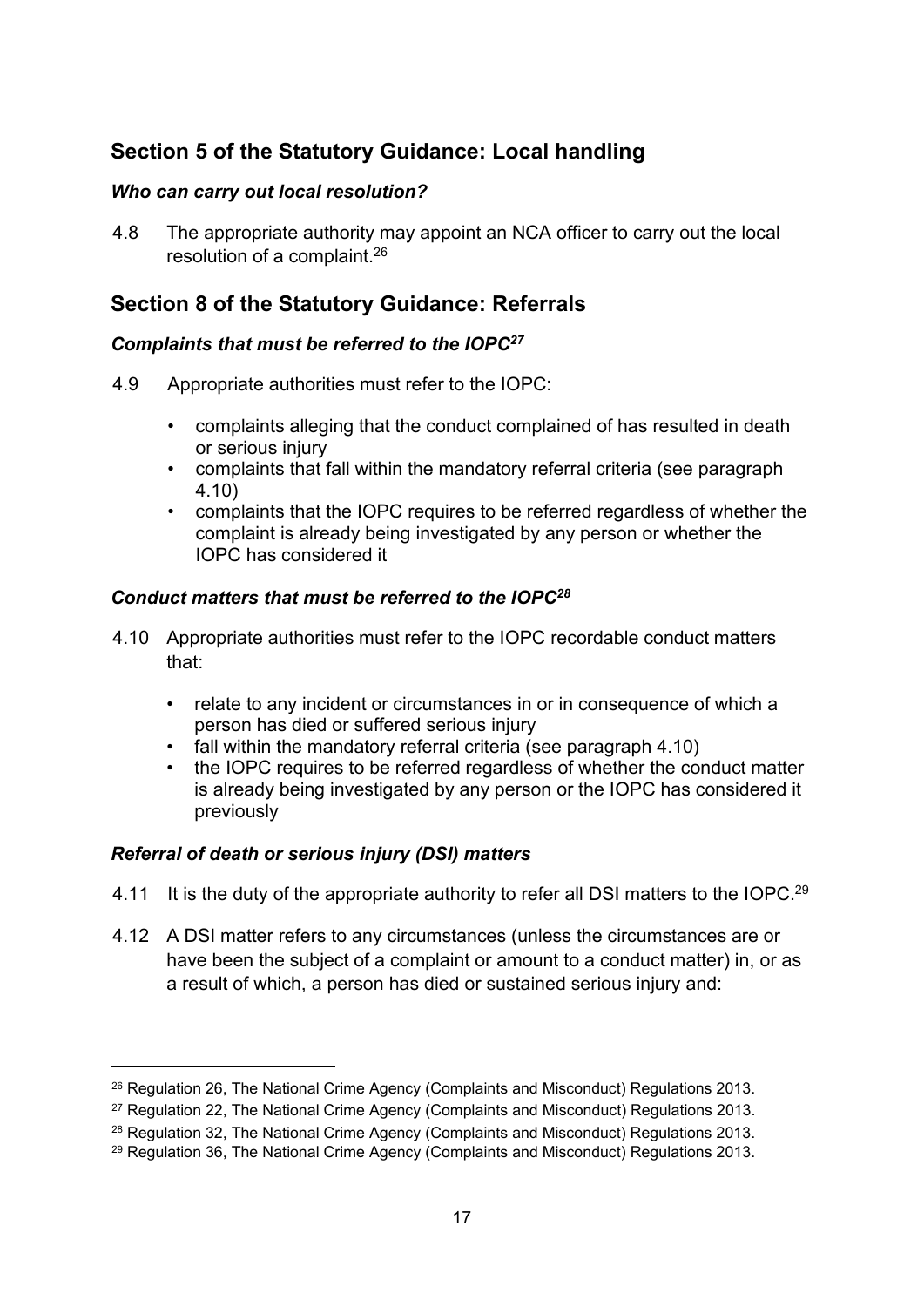## Section 5 of the Statutory Guidance: Local handling

### *Who can carry out local resolution?*

4.8 The appropriate authority may appoint an NCA officer to carry out the local resolution of a complaint.[26]

## Section 8 of the Statutory Guidance: Referrals

### *Complaints that must be referred to the IOPC[27]*

4.9 Appropriate authorities must refer to the IOPC:

- complaints alleging that the conduct complained of has resulted in death or serious injury
- complaints that fall within the mandatory referral criteria (see paragraph 4.10)
- complaints that the IOPC requires to be referred regardless of whether the complaint is already being investigated by any person or whether the IOPC has considered it

### *Conduct matters that must be referred to the IOPC[28]*

4.10 Appropriate authorities must refer to the IOPC recordable conduct matters that:

- relate to any incident or circumstances in or in consequence of which a person has died or suffered serious injury
- fall within the mandatory referral criteria (see paragraph 4.10)
- the IOPC requires to be referred regardless of whether the conduct matter is already being investigated by any person or the IOPC has considered it previously

### *Referral of death or serious injury (DSI) matters*

4.11 It is the duty of the appropriate authority to refer all DSI matters to the IOPC.[29]

4.12 A DSI matter refers to any circumstances (unless the circumstances are or have been the subject of a complaint or amount to a conduct matter) in, or as a result of which, a person has died or sustained serious injury and:

---

[26] Regulation 26, The National Crime Agency (Complaints and Misconduct) Regulations 2013.

[27] Regulation 22, The National Crime Agency (Complaints and Misconduct) Regulations 2013.

[28] Regulation 32, The National Crime Agency (Complaints and Misconduct) Regulations 2013.

[29] Regulation 36, The National Crime Agency (Complaints and Misconduct) Regulations 2013.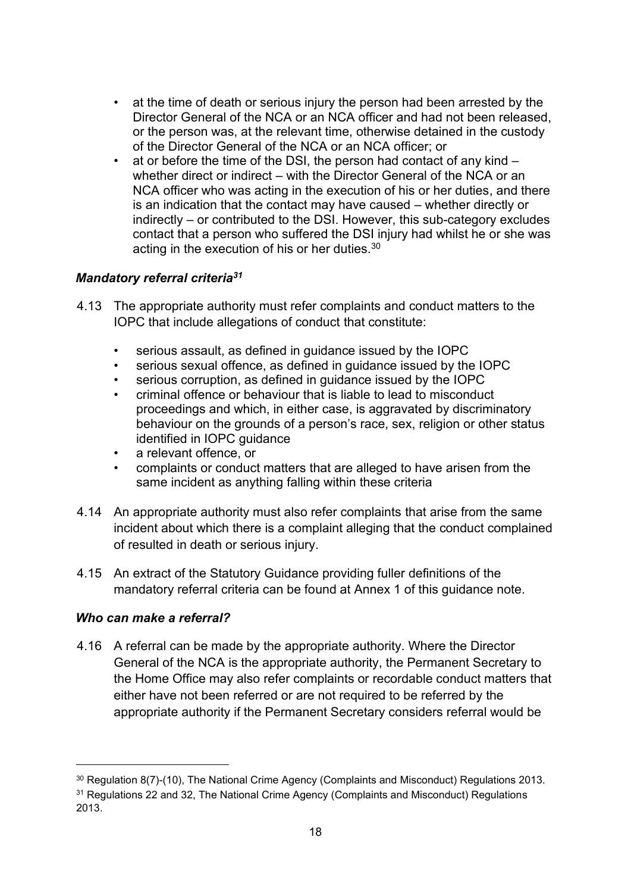- at the time of death or serious injury the person had been arrested by the Director General of the NCA or an NCA officer and had not been released, or the person was, at the relevant time, otherwise detained in the custody of the Director General of the NCA or an NCA officer; or
- at or before the time of the DSI, the person had contact of any kind – whether direct or indirect – with the Director General of the NCA or an NCA officer who was acting in the execution of his or her duties, and there is an indication that the contact may have caused – whether directly or indirectly – or contributed to the DSI. However, this sub-category excludes contact that a person who suffered the DSI injury had whilst he or she was acting in the execution of his or her duties.[30]

### *Mandatory referral criteria[31]*

4.13 The appropriate authority must refer complaints and conduct matters to the IOPC that include allegations of conduct that constitute:

- serious assault, as defined in guidance issued by the IOPC
- serious sexual offence, as defined in guidance issued by the IOPC
- serious corruption, as defined in guidance issued by the IOPC
- criminal offence or behaviour that is liable to lead to misconduct proceedings and which, in either case, is aggravated by discriminatory behaviour on the grounds of a person's race, sex, religion or other status identified in IOPC guidance
- a relevant offence, or
- complaints or conduct matters that are alleged to have arisen from the same incident as anything falling within these criteria

4.14 An appropriate authority must also refer complaints that arise from the same incident about which there is a complaint alleging that the conduct complained of resulted in death or serious injury.

4.15 An extract of the Statutory Guidance providing fuller definitions of the mandatory referral criteria can be found at Annex 1 of this guidance note.

### *Who can make a referral?*

4.16 A referral can be made by the appropriate authority. Where the Director General of the NCA is the appropriate authority, the Permanent Secretary to the Home Office may also refer complaints or recordable conduct matters that either have not been referred or are not required to be referred by the appropriate authority if the Permanent Secretary considers referral would be

---

[30] Regulation 8(7)-(10), The National Crime Agency (Complaints and Misconduct) Regulations 2013.

[31] Regulations 22 and 32, The National Crime Agency (Complaints and Misconduct) Regulations 2013.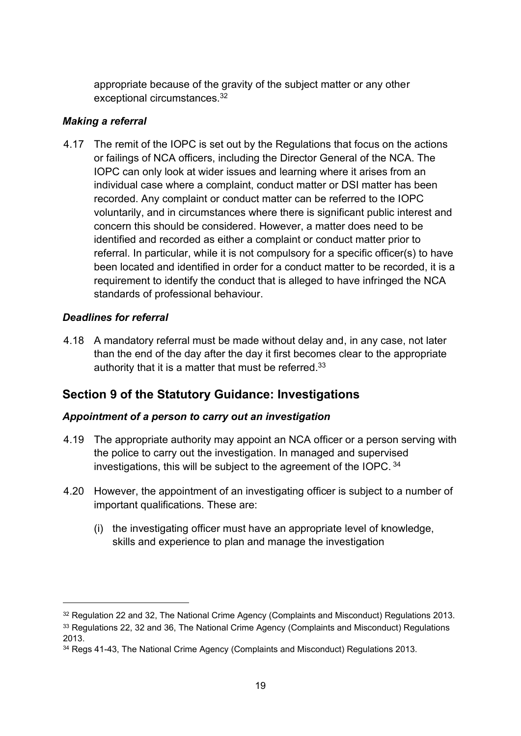appropriate because of the gravity of the subject matter or any other exceptional circumstances.[32]

### *Making a referral*

4.17 The remit of the IOPC is set out by the Regulations that focus on the actions or failings of NCA officers, including the Director General of the NCA. The IOPC can only look at wider issues and learning where it arises from an individual case where a complaint, conduct matter or DSI matter has been recorded. Any complaint or conduct matter can be referred to the IOPC voluntarily, and in circumstances where there is significant public interest and concern this should be considered. However, a matter does need to be identified and recorded as either a complaint or conduct matter prior to referral. In particular, while it is not compulsory for a specific officer(s) to have been located and identified in order for a conduct matter to be recorded, it is a requirement to identify the conduct that is alleged to have infringed the NCA standards of professional behaviour.

### *Deadlines for referral*

4.18 A mandatory referral must be made without delay and, in any case, not later than the end of the day after the day it first becomes clear to the appropriate authority that it is a matter that must be referred.[33]

## Section 9 of the Statutory Guidance: Investigations

### *Appointment of a person to carry out an investigation*

4.19 The appropriate authority may appoint an NCA officer or a person serving with the police to carry out the investigation. In managed and supervised investigations, this will be subject to the agreement of the IOPC.[34]

4.20 However, the appointment of an investigating officer is subject to a number of important qualifications. These are:

(i) the investigating officer must have an appropriate level of knowledge, skills and experience to plan and manage the investigation

---

[32] Regulation 22 and 32, The National Crime Agency (Complaints and Misconduct) Regulations 2013.

[33] Regulations 22, 32 and 36, The National Crime Agency (Complaints and Misconduct) Regulations 2013.

[34] Regs 41-43, The National Crime Agency (Complaints and Misconduct) Regulations 2013.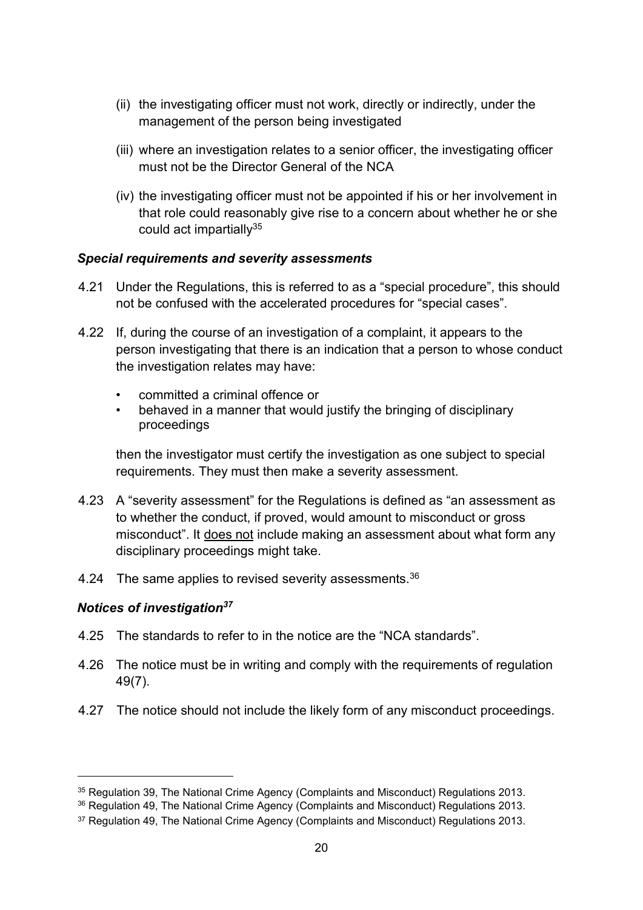(ii) the investigating officer must not work, directly or indirectly, under the management of the person being investigated

(iii) where an investigation relates to a senior officer, the investigating officer must not be the Director General of the NCA

(iv) the investigating officer must not be appointed if his or her involvement in that role could reasonably give rise to a concern about whether he or she could act impartially[35]

### *Special requirements and severity assessments*

4.21 Under the Regulations, this is referred to as a "special procedure", this should not be confused with the accelerated procedures for "special cases".

4.22 If, during the course of an investigation of a complaint, it appears to the person investigating that there is an indication that a person to whose conduct the investigation relates may have:

- committed a criminal offence or
- behaved in a manner that would justify the bringing of disciplinary proceedings

then the investigator must certify the investigation as one subject to special requirements. They must then make a severity assessment.

4.23 A "severity assessment" for the Regulations is defined as "an assessment as to whether the conduct, if proved, would amount to misconduct or gross misconduct". It <u>does not</u> include making an assessment about what form any disciplinary proceedings might take.

4.24 The same applies to revised severity assessments.[36]

### *Notices of investigation[37]*

4.25 The standards to refer to in the notice are the "NCA standards".

4.26 The notice must be in writing and comply with the requirements of regulation 49(7).

4.27 The notice should not include the likely form of any misconduct proceedings.

---

[35] Regulation 39, The National Crime Agency (Complaints and Misconduct) Regulations 2013.

[36] Regulation 49, The National Crime Agency (Complaints and Misconduct) Regulations 2013.

[37] Regulation 49, The National Crime Agency (Complaints and Misconduct) Regulations 2013.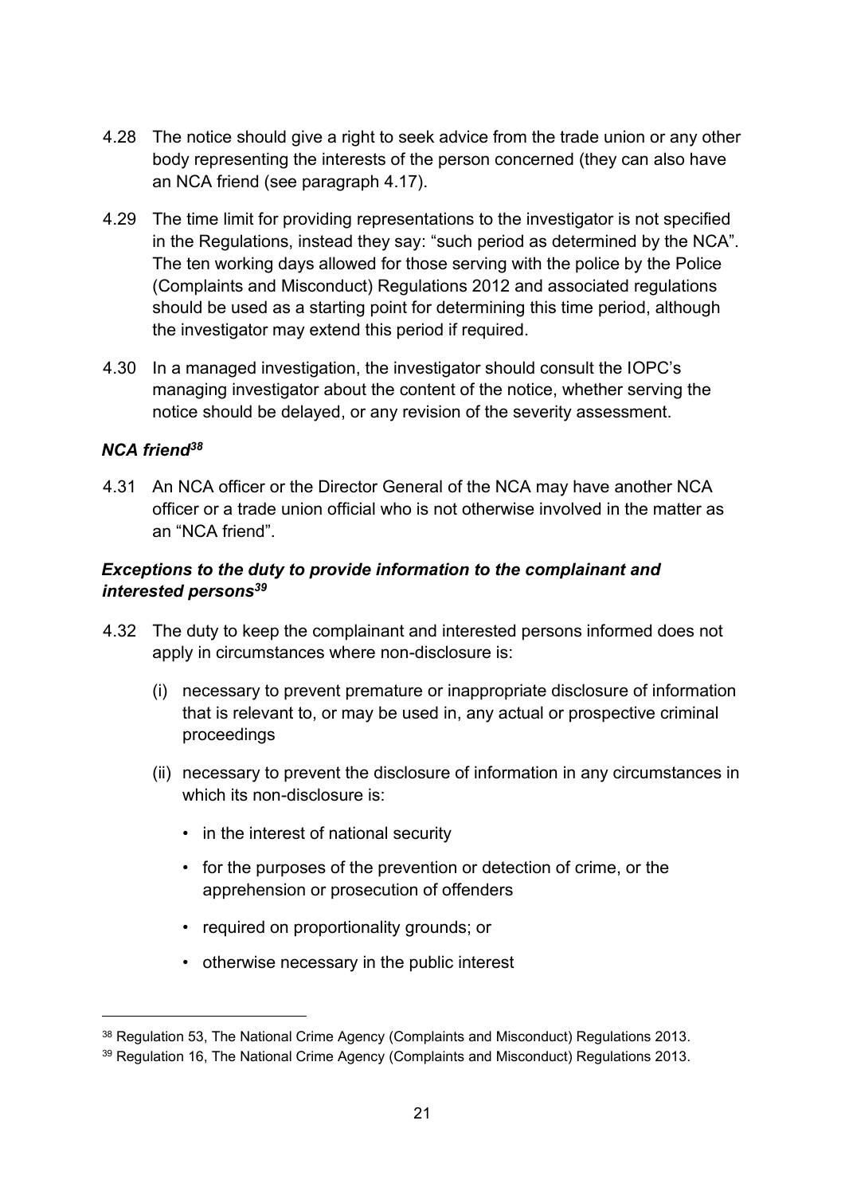4.28 The notice should give a right to seek advice from the trade union or any other body representing the interests of the person concerned (they can also have an NCA friend (see paragraph 4.17).

4.29 The time limit for providing representations to the investigator is not specified in the Regulations, instead they say: "such period as determined by the NCA". The ten working days allowed for those serving with the police by the Police (Complaints and Misconduct) Regulations 2012 and associated regulations should be used as a starting point for determining this time period, although the investigator may extend this period if required.

4.30 In a managed investigation, the investigator should consult the IOPC's managing investigator about the content of the notice, whether serving the notice should be delayed, or any revision of the severity assessment.

### *NCA friend*[38]

4.31 An NCA officer or the Director General of the NCA may have another NCA officer or a trade union official who is not otherwise involved in the matter as an "NCA friend".

### *Exceptions to the duty to provide information to the complainant and interested persons*[39]

4.32 The duty to keep the complainant and interested persons informed does not apply in circumstances where non-disclosure is:

(i) necessary to prevent premature or inappropriate disclosure of information that is relevant to, or may be used in, any actual or prospective criminal proceedings

(ii) necessary to prevent the disclosure of information in any circumstances in which its non-disclosure is:

- in the interest of national security
- for the purposes of the prevention or detection of crime, or the apprehension or prosecution of offenders
- required on proportionality grounds; or
- otherwise necessary in the public interest

---

[38] Regulation 53, The National Crime Agency (Complaints and Misconduct) Regulations 2013.

[39] Regulation 16, The National Crime Agency (Complaints and Misconduct) Regulations 2013.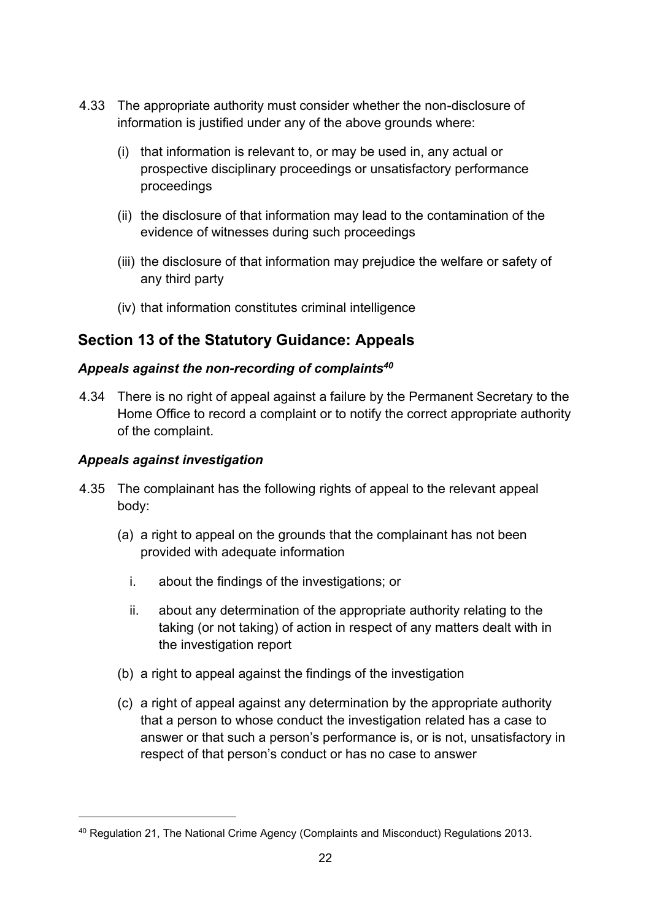4.33 The appropriate authority must consider whether the non-disclosure of information is justified under any of the above grounds where:

(i) that information is relevant to, or may be used in, any actual or prospective disciplinary proceedings or unsatisfactory performance proceedings

(ii) the disclosure of that information may lead to the contamination of the evidence of witnesses during such proceedings

(iii) the disclosure of that information may prejudice the welfare or safety of any third party

(iv) that information constitutes criminal intelligence

## Section 13 of the Statutory Guidance: Appeals

### *Appeals against the non-recording of complaints*[40]

4.34 There is no right of appeal against a failure by the Permanent Secretary to the Home Office to record a complaint or to notify the correct appropriate authority of the complaint.

### *Appeals against investigation*

4.35 The complainant has the following rights of appeal to the relevant appeal body:

(a) a right to appeal on the grounds that the complainant has not been provided with adequate information

i. about the findings of the investigations; or

ii. about any determination of the appropriate authority relating to the taking (or not taking) of action in respect of any matters dealt with in the investigation report

(b) a right to appeal against the findings of the investigation

(c) a right of appeal against any determination by the appropriate authority that a person to whose conduct the investigation related has a case to answer or that such a person's performance is, or is not, unsatisfactory in respect of that person's conduct or has no case to answer

---

[40] Regulation 21, The National Crime Agency (Complaints and Misconduct) Regulations 2013.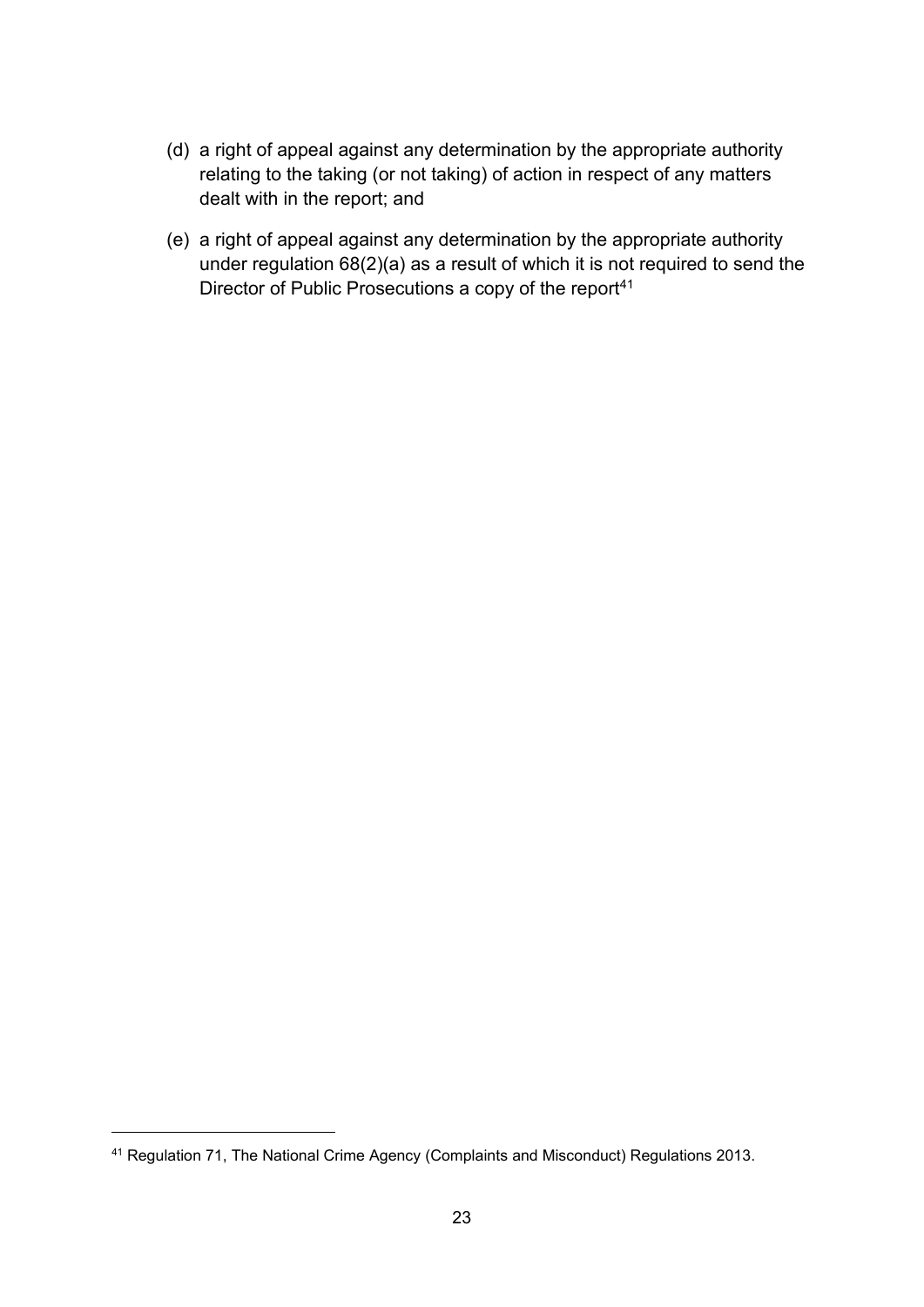(d) a right of appeal against any determination by the appropriate authority relating to the taking (or not taking) of action in respect of any matters dealt with in the report; and

(e) a right of appeal against any determination by the appropriate authority under regulation 68(2)(a) as a result of which it is not required to send the Director of Public Prosecutions a copy of the report[41]

---

[41] Regulation 71, The National Crime Agency (Complaints and Misconduct) Regulations 2013.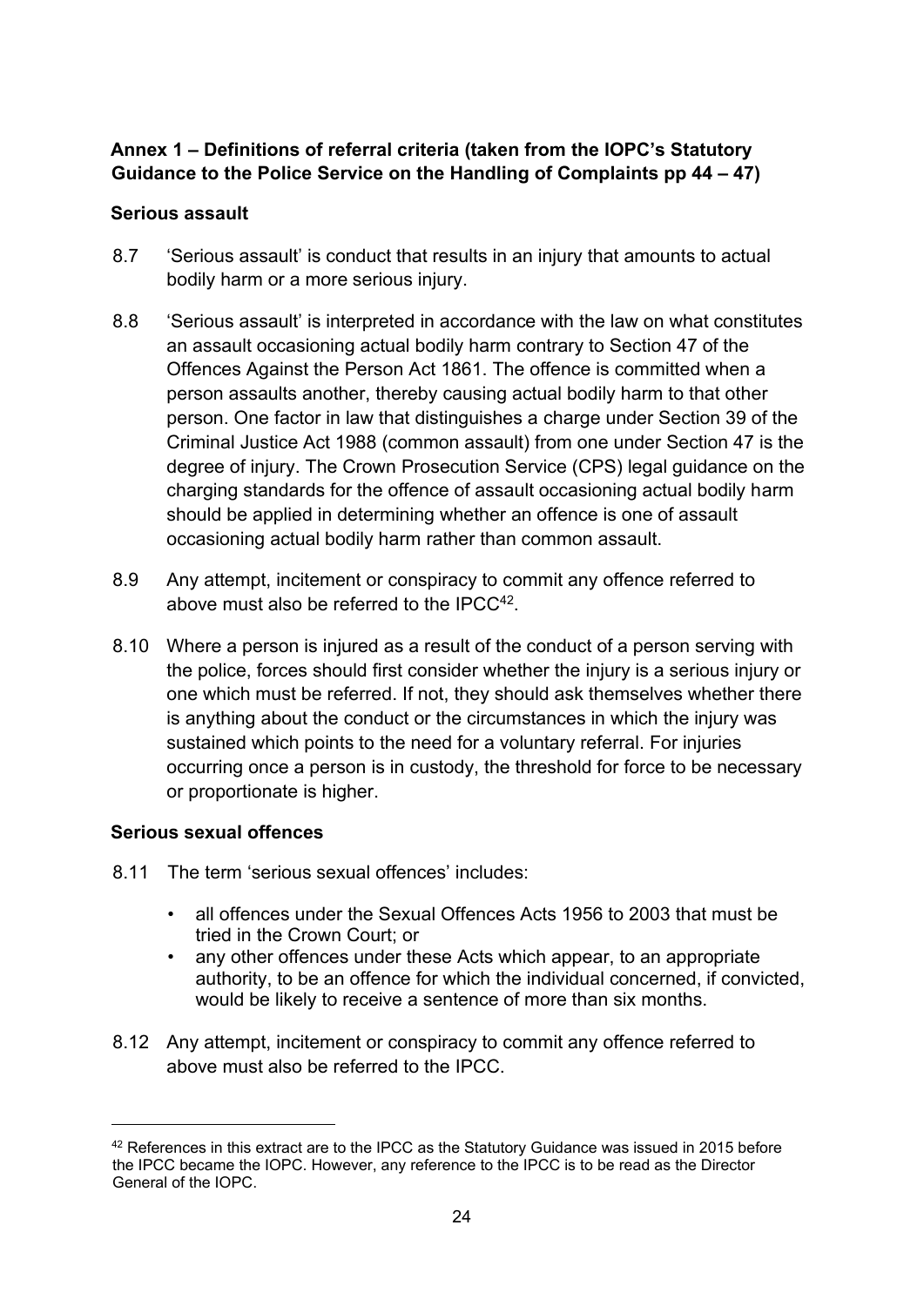**Annex 1 – Definitions of referral criteria (taken from the IOPC's Statutory Guidance to the Police Service on the Handling of Complaints pp 44 – 47)**

**Serious assault**

8.7 'Serious assault' is conduct that results in an injury that amounts to actual bodily harm or a more serious injury.

8.8 'Serious assault' is interpreted in accordance with the law on what constitutes an assault occasioning actual bodily harm contrary to Section 47 of the Offences Against the Person Act 1861. The offence is committed when a person assaults another, thereby causing actual bodily harm to that other person. One factor in law that distinguishes a charge under Section 39 of the Criminal Justice Act 1988 (common assault) from one under Section 47 is the degree of injury. The Crown Prosecution Service (CPS) legal guidance on the charging standards for the offence of assault occasioning actual bodily harm should be applied in determining whether an offence is one of assault occasioning actual bodily harm rather than common assault.

8.9 Any attempt, incitement or conspiracy to commit any offence referred to above must also be referred to the IPCC[42].

8.10 Where a person is injured as a result of the conduct of a person serving with the police, forces should first consider whether the injury is a serious injury or one which must be referred. If not, they should ask themselves whether there is anything about the conduct or the circumstances in which the injury was sustained which points to the need for a voluntary referral. For injuries occurring once a person is in custody, the threshold for force to be necessary or proportionate is higher.

**Serious sexual offences**

8.11 The term 'serious sexual offences' includes:

- all offences under the Sexual Offences Acts 1956 to 2003 that must be tried in the Crown Court; or
- any other offences under these Acts which appear, to an appropriate authority, to be an offence for which the individual concerned, if convicted, would be likely to receive a sentence of more than six months.

8.12 Any attempt, incitement or conspiracy to commit any offence referred to above must also be referred to the IPCC.

---

[42] References in this extract are to the IPCC as the Statutory Guidance was issued in 2015 before the IPCC became the IOPC. However, any reference to the IPCC is to be read as the Director General of the IOPC.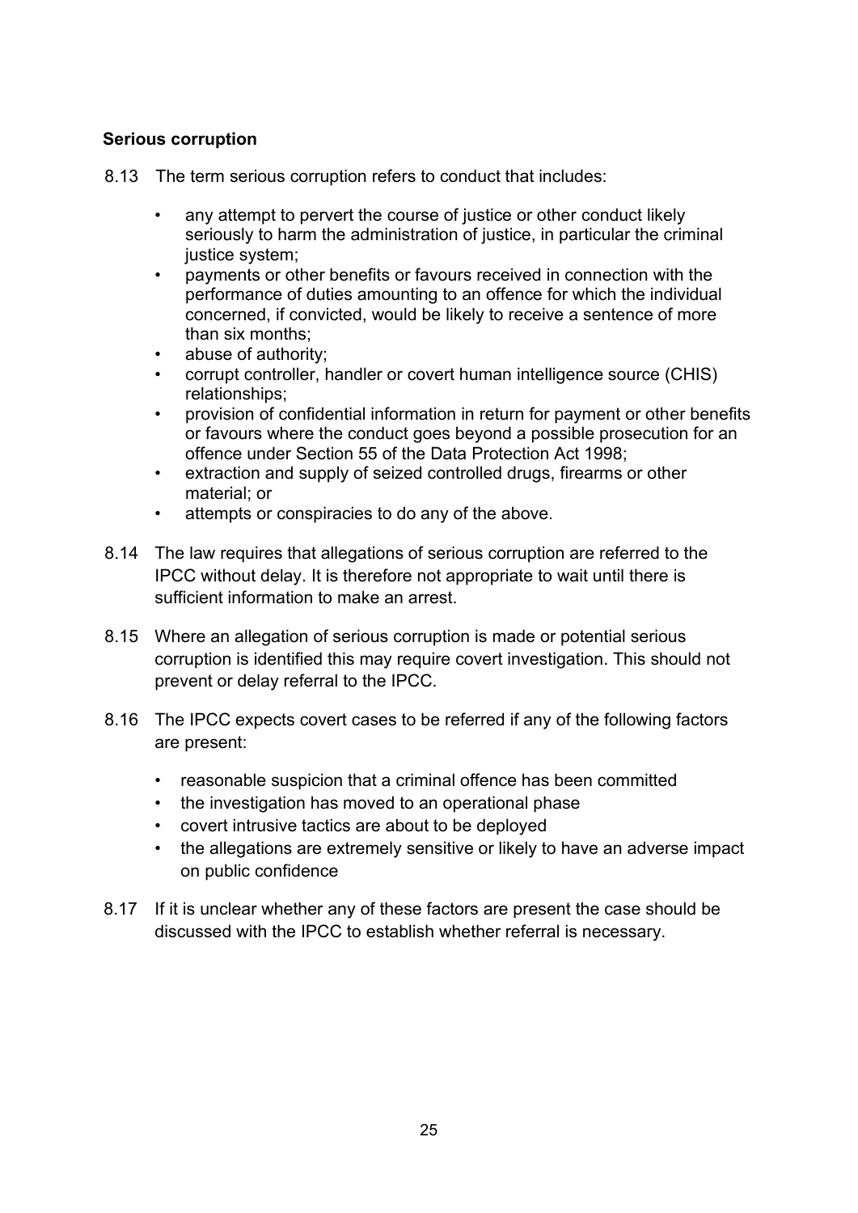### Serious corruption

8.13 The term serious corruption refers to conduct that includes:

- any attempt to pervert the course of justice or other conduct likely seriously to harm the administration of justice, in particular the criminal justice system;
- payments or other benefits or favours received in connection with the performance of duties amounting to an offence for which the individual concerned, if convicted, would be likely to receive a sentence of more than six months;
- abuse of authority;
- corrupt controller, handler or covert human intelligence source (CHIS) relationships;
- provision of confidential information in return for payment or other benefits or favours where the conduct goes beyond a possible prosecution for an offence under Section 55 of the Data Protection Act 1998;
- extraction and supply of seized controlled drugs, firearms or other material; or
- attempts or conspiracies to do any of the above.

8.14 The law requires that allegations of serious corruption are referred to the IPCC without delay. It is therefore not appropriate to wait until there is sufficient information to make an arrest.

8.15 Where an allegation of serious corruption is made or potential serious corruption is identified this may require covert investigation. This should not prevent or delay referral to the IPCC.

8.16 The IPCC expects covert cases to be referred if any of the following factors are present:

- reasonable suspicion that a criminal offence has been committed
- the investigation has moved to an operational phase
- covert intrusive tactics are about to be deployed
- the allegations are extremely sensitive or likely to have an adverse impact on public confidence

8.17 If it is unclear whether any of these factors are present the case should be discussed with the IPCC to establish whether referral is necessary.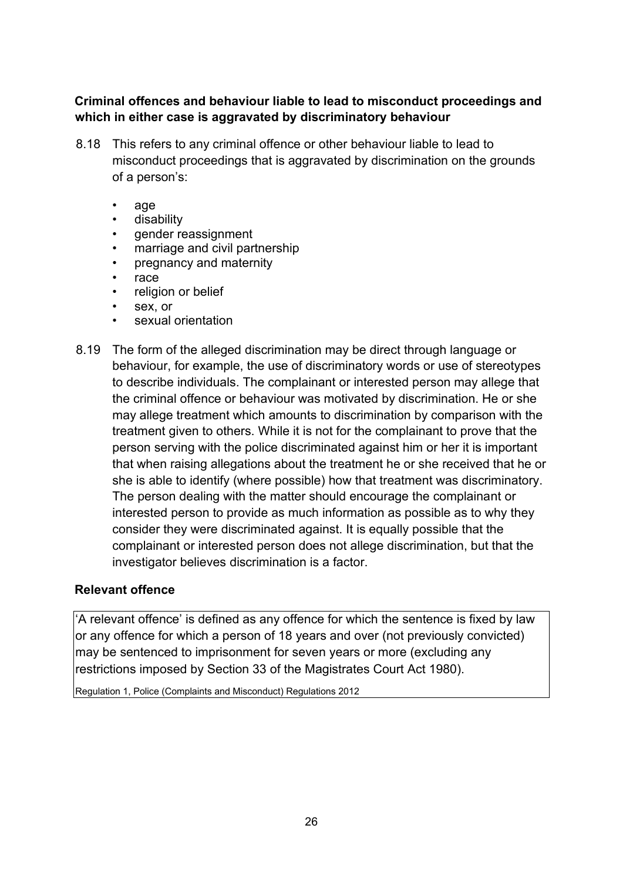**Criminal offences and behaviour liable to lead to misconduct proceedings and which in either case is aggravated by discriminatory behaviour**

8.18 This refers to any criminal offence or other behaviour liable to lead to misconduct proceedings that is aggravated by discrimination on the grounds of a person's:

- age
- disability
- gender reassignment
- marriage and civil partnership
- pregnancy and maternity
- race
- religion or belief
- sex, or
- sexual orientation

8.19 The form of the alleged discrimination may be direct through language or behaviour, for example, the use of discriminatory words or use of stereotypes to describe individuals. The complainant or interested person may allege that the criminal offence or behaviour was motivated by discrimination. He or she may allege treatment which amounts to discrimination by comparison with the treatment given to others. While it is not for the complainant to prove that the person serving with the police discriminated against him or her it is important that when raising allegations about the treatment he or she received that he or she is able to identify (where possible) how that treatment was discriminatory. The person dealing with the matter should encourage the complainant or interested person to provide as much information as possible as to why they consider they were discriminated against. It is equally possible that the complainant or interested person does not allege discrimination, but that the investigator believes discrimination is a factor.

**Relevant offence**

'A relevant offence' is defined as any offence for which the sentence is fixed by law or any offence for which a person of 18 years and over (not previously convicted) may be sentenced to imprisonment for seven years or more (excluding any restrictions imposed by Section 33 of the Magistrates Court Act 1980).

Regulation 1, Police (Complaints and Misconduct) Regulations 2012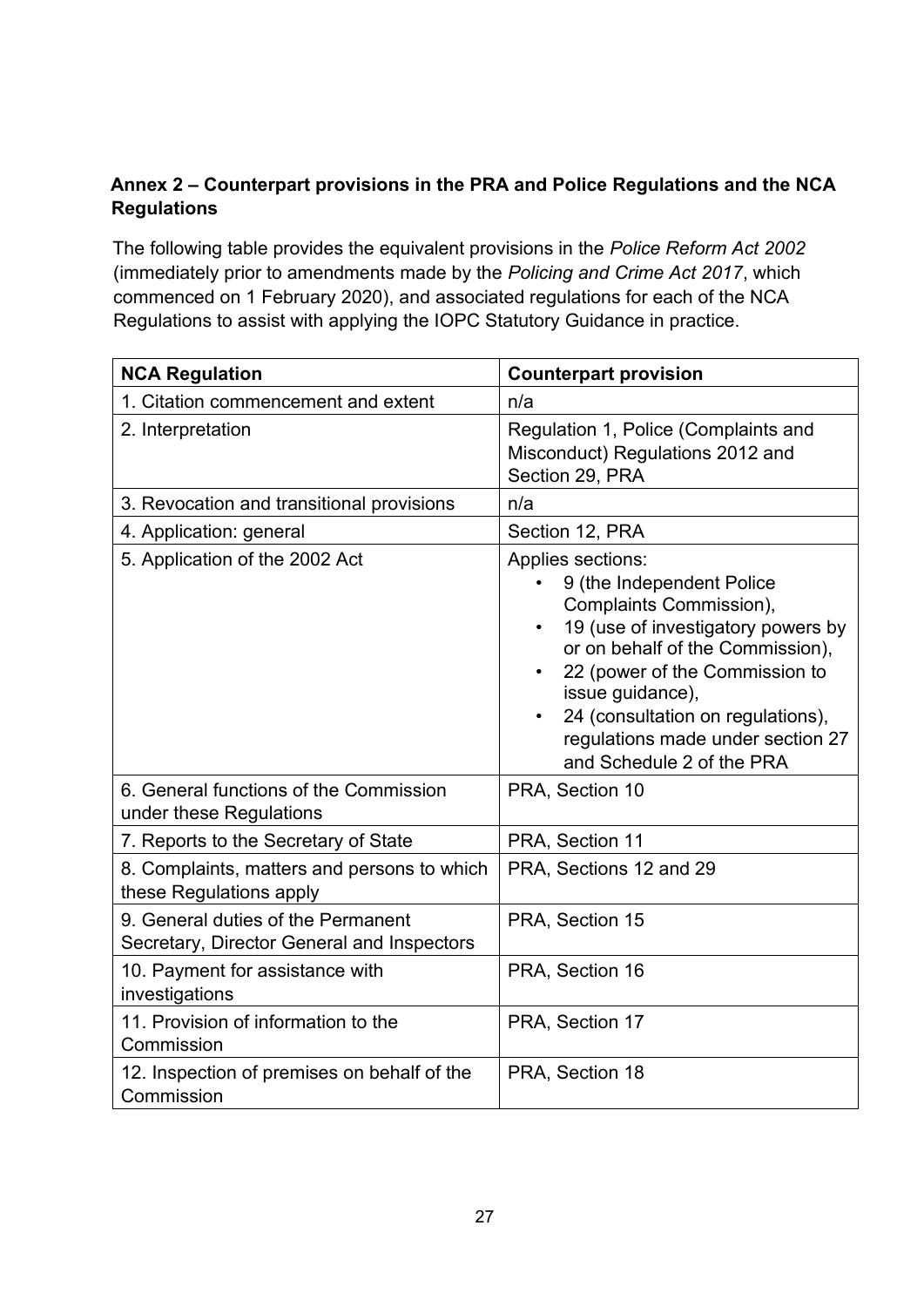## Annex 2 – Counterpart provisions in the PRA and Police Regulations and the NCA Regulations

The following table provides the equivalent provisions in the *Police Reform Act 2002* (immediately prior to amendments made by the *Policing and Crime Act 2017*, which commenced on 1 February 2020), and associated regulations for each of the NCA Regulations to assist with applying the IOPC Statutory Guidance in practice.

| NCA Regulation | Counterpart provision |
|---|---|
| 1. Citation commencement and extent | n/a |
| 2. Interpretation | Regulation 1, Police (Complaints and Misconduct) Regulations 2012 and Section 29, PRA |
| 3. Revocation and transitional provisions | n/a |
| 4. Application: general | Section 12, PRA |
| 5. Application of the 2002 Act | Applies sections:<br>• 9 (the Independent Police Complaints Commission),<br>• 19 (use of investigatory powers by or on behalf of the Commission),<br>• 22 (power of the Commission to issue guidance),<br>• 24 (consultation on regulations), regulations made under section 27 and Schedule 2 of the PRA |
| 6. General functions of the Commission under these Regulations | PRA, Section 10 |
| 7. Reports to the Secretary of State | PRA, Section 11 |
| 8. Complaints, matters and persons to which these Regulations apply | PRA, Sections 12 and 29 |
| 9. General duties of the Permanent Secretary, Director General and Inspectors | PRA, Section 15 |
| 10. Payment for assistance with investigations | PRA, Section 16 |
| 11. Provision of information to the Commission | PRA, Section 17 |
| 12. Inspection of premises on behalf of the Commission | PRA, Section 18 |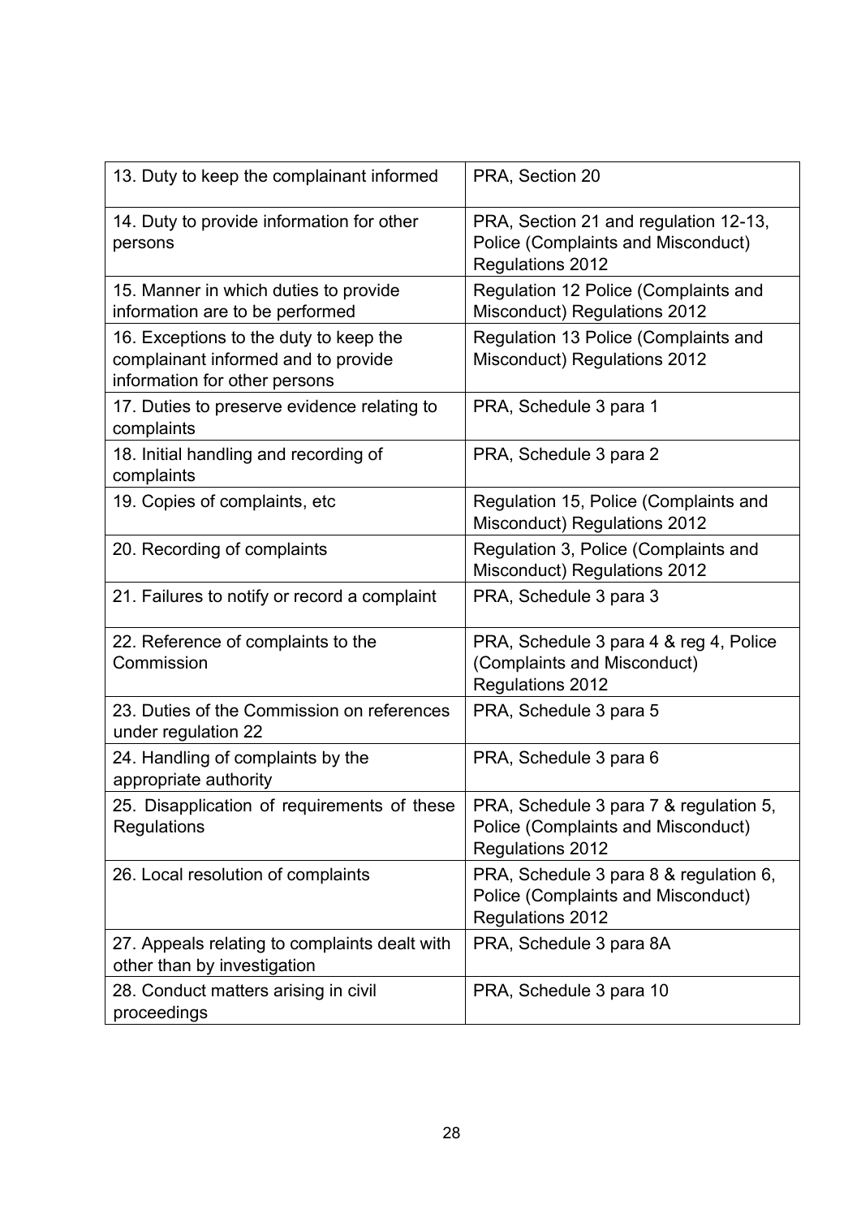| 13. Duty to keep the complainant informed | PRA, Section 20 |
|---|---|
| 14. Duty to provide information for other persons | PRA, Section 21 and regulation 12-13, Police (Complaints and Misconduct) Regulations 2012 |
| 15. Manner in which duties to provide information are to be performed | Regulation 12 Police (Complaints and Misconduct) Regulations 2012 |
| 16. Exceptions to the duty to keep the complainant informed and to provide information for other persons | Regulation 13 Police (Complaints and Misconduct) Regulations 2012 |
| 17. Duties to preserve evidence relating to complaints | PRA, Schedule 3 para 1 |
| 18. Initial handling and recording of complaints | PRA, Schedule 3 para 2 |
| 19. Copies of complaints, etc | Regulation 15, Police (Complaints and Misconduct) Regulations 2012 |
| 20. Recording of complaints | Regulation 3, Police (Complaints and Misconduct) Regulations 2012 |
| 21. Failures to notify or record a complaint | PRA, Schedule 3 para 3 |
| 22. Reference of complaints to the Commission | PRA, Schedule 3 para 4 & reg 4, Police (Complaints and Misconduct) Regulations 2012 |
| 23. Duties of the Commission on references under regulation 22 | PRA, Schedule 3 para 5 |
| 24. Handling of complaints by the appropriate authority | PRA, Schedule 3 para 6 |
| 25. Disapplication of requirements of these Regulations | PRA, Schedule 3 para 7 & regulation 5, Police (Complaints and Misconduct) Regulations 2012 |
| 26. Local resolution of complaints | PRA, Schedule 3 para 8 & regulation 6, Police (Complaints and Misconduct) Regulations 2012 |
| 27. Appeals relating to complaints dealt with other than by investigation | PRA, Schedule 3 para 8A |
| 28. Conduct matters arising in civil proceedings | PRA, Schedule 3 para 10 |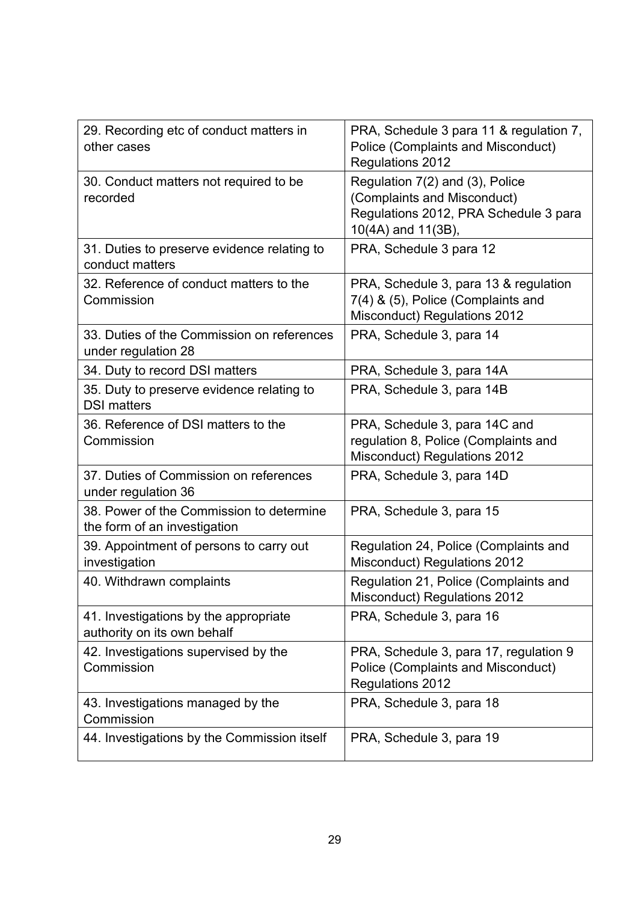| | |
|---|---|
| 29. Recording etc of conduct matters in other cases | PRA, Schedule 3 para 11 & regulation 7, Police (Complaints and Misconduct) Regulations 2012 |
| 30. Conduct matters not required to be recorded | Regulation 7(2) and (3), Police (Complaints and Misconduct) Regulations 2012, PRA Schedule 3 para 10(4A) and 11(3B), |
| 31. Duties to preserve evidence relating to conduct matters | PRA, Schedule 3 para 12 |
| 32. Reference of conduct matters to the Commission | PRA, Schedule 3, para 13 & regulation 7(4) & (5), Police (Complaints and Misconduct) Regulations 2012 |
| 33. Duties of the Commission on references under regulation 28 | PRA, Schedule 3, para 14 |
| 34. Duty to record DSI matters | PRA, Schedule 3, para 14A |
| 35. Duty to preserve evidence relating to DSI matters | PRA, Schedule 3, para 14B |
| 36. Reference of DSI matters to the Commission | PRA, Schedule 3, para 14C and regulation 8, Police (Complaints and Misconduct) Regulations 2012 |
| 37. Duties of Commission on references under regulation 36 | PRA, Schedule 3, para 14D |
| 38. Power of the Commission to determine the form of an investigation | PRA, Schedule 3, para 15 |
| 39. Appointment of persons to carry out investigation | Regulation 24, Police (Complaints and Misconduct) Regulations 2012 |
| 40. Withdrawn complaints | Regulation 21, Police (Complaints and Misconduct) Regulations 2012 |
| 41. Investigations by the appropriate authority on its own behalf | PRA, Schedule 3, para 16 |
| 42. Investigations supervised by the Commission | PRA, Schedule 3, para 17, regulation 9 Police (Complaints and Misconduct) Regulations 2012 |
| 43. Investigations managed by the Commission | PRA, Schedule 3, para 18 |
| 44. Investigations by the Commission itself | PRA, Schedule 3, para 19 |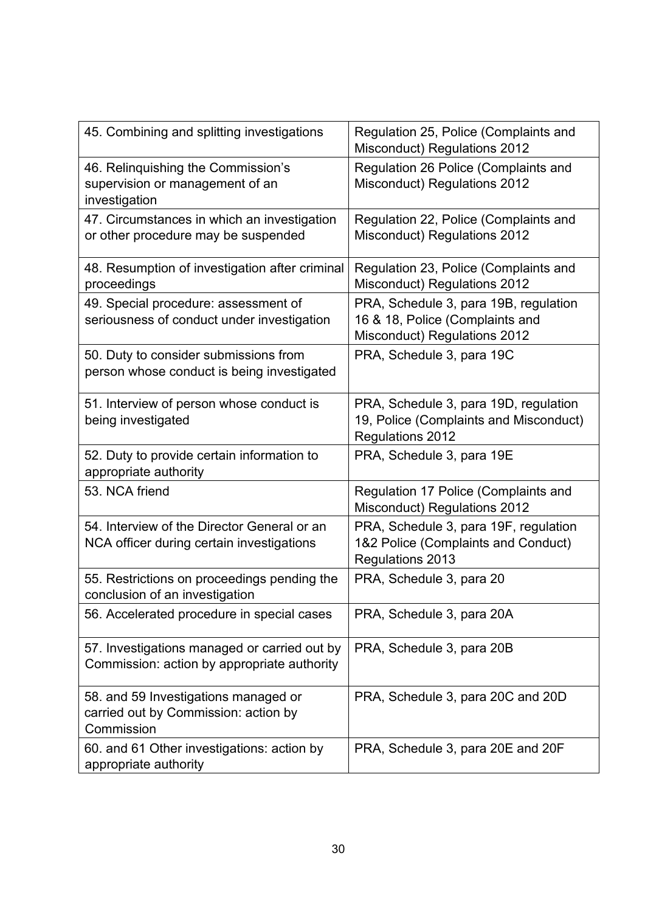| | |
|---|---|
| 45. Combining and splitting investigations | Regulation 25, Police (Complaints and Misconduct) Regulations 2012 |
| 46. Relinquishing the Commission's supervision or management of an investigation | Regulation 26 Police (Complaints and Misconduct) Regulations 2012 |
| 47. Circumstances in which an investigation or other procedure may be suspended | Regulation 22, Police (Complaints and Misconduct) Regulations 2012 |
| 48. Resumption of investigation after criminal proceedings | Regulation 23, Police (Complaints and Misconduct) Regulations 2012 |
| 49. Special procedure: assessment of seriousness of conduct under investigation | PRA, Schedule 3, para 19B, regulation 16 & 18, Police (Complaints and Misconduct) Regulations 2012 |
| 50. Duty to consider submissions from person whose conduct is being investigated | PRA, Schedule 3, para 19C |
| 51. Interview of person whose conduct is being investigated | PRA, Schedule 3, para 19D, regulation 19, Police (Complaints and Misconduct) Regulations 2012 |
| 52. Duty to provide certain information to appropriate authority | PRA, Schedule 3, para 19E |
| 53. NCA friend | Regulation 17 Police (Complaints and Misconduct) Regulations 2012 |
| 54. Interview of the Director General or an NCA officer during certain investigations | PRA, Schedule 3, para 19F, regulation 1&2 Police (Complaints and Conduct) Regulations 2013 |
| 55. Restrictions on proceedings pending the conclusion of an investigation | PRA, Schedule 3, para 20 |
| 56. Accelerated procedure in special cases | PRA, Schedule 3, para 20A |
| 57. Investigations managed or carried out by Commission: action by appropriate authority | PRA, Schedule 3, para 20B |
| 58. and 59 Investigations managed or carried out by Commission: action by Commission | PRA, Schedule 3, para 20C and 20D |
| 60. and 61 Other investigations: action by appropriate authority | PRA, Schedule 3, para 20E and 20F |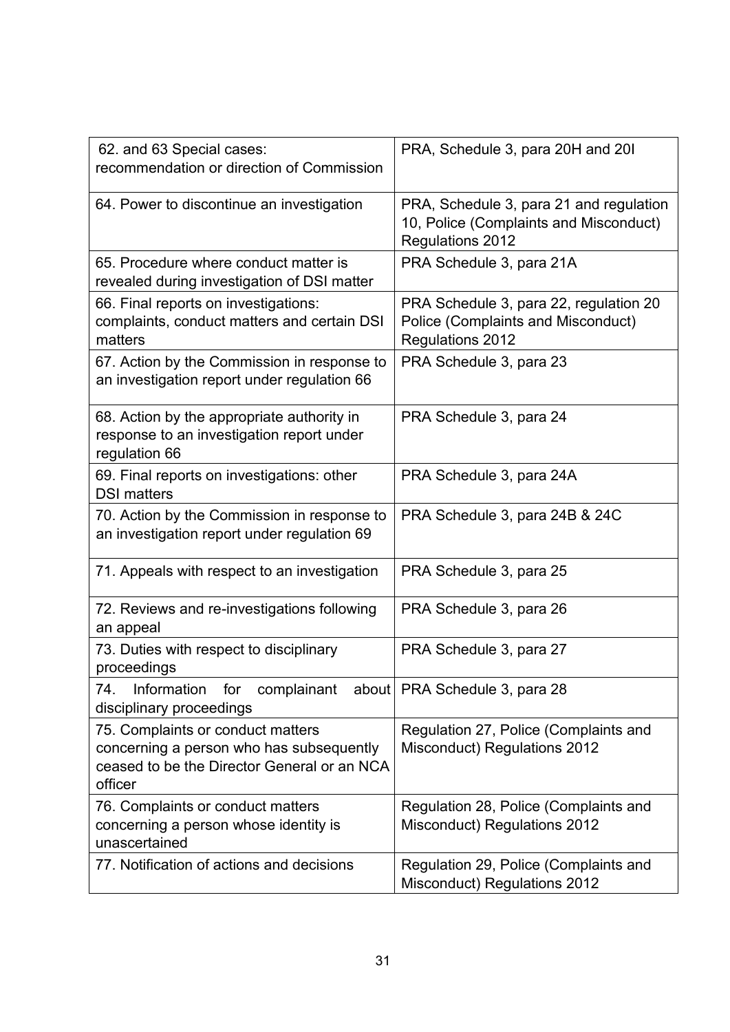| | |
|---|---|
| 62. and 63 Special cases: recommendation or direction of Commission | PRA, Schedule 3, para 20H and 20I |
| 64. Power to discontinue an investigation | PRA, Schedule 3, para 21 and regulation 10, Police (Complaints and Misconduct) Regulations 2012 |
| 65. Procedure where conduct matter is revealed during investigation of DSI matter | PRA Schedule 3, para 21A |
| 66. Final reports on investigations: complaints, conduct matters and certain DSI matters | PRA Schedule 3, para 22, regulation 20 Police (Complaints and Misconduct) Regulations 2012 |
| 67. Action by the Commission in response to an investigation report under regulation 66 | PRA Schedule 3, para 23 |
| 68. Action by the appropriate authority in response to an investigation report under regulation 66 | PRA Schedule 3, para 24 |
| 69. Final reports on investigations: other DSI matters | PRA Schedule 3, para 24A |
| 70. Action by the Commission in response to an investigation report under regulation 69 | PRA Schedule 3, para 24B & 24C |
| 71. Appeals with respect to an investigation | PRA Schedule 3, para 25 |
| 72. Reviews and re-investigations following an appeal | PRA Schedule 3, para 26 |
| 73. Duties with respect to disciplinary proceedings | PRA Schedule 3, para 27 |
| 74. Information for complainant about disciplinary proceedings | PRA Schedule 3, para 28 |
| 75. Complaints or conduct matters concerning a person who has subsequently ceased to be the Director General or an NCA officer | Regulation 27, Police (Complaints and Misconduct) Regulations 2012 |
| 76. Complaints or conduct matters concerning a person whose identity is unascertained | Regulation 28, Police (Complaints and Misconduct) Regulations 2012 |
| 77. Notification of actions and decisions | Regulation 29, Police (Complaints and Misconduct) Regulations 2012 |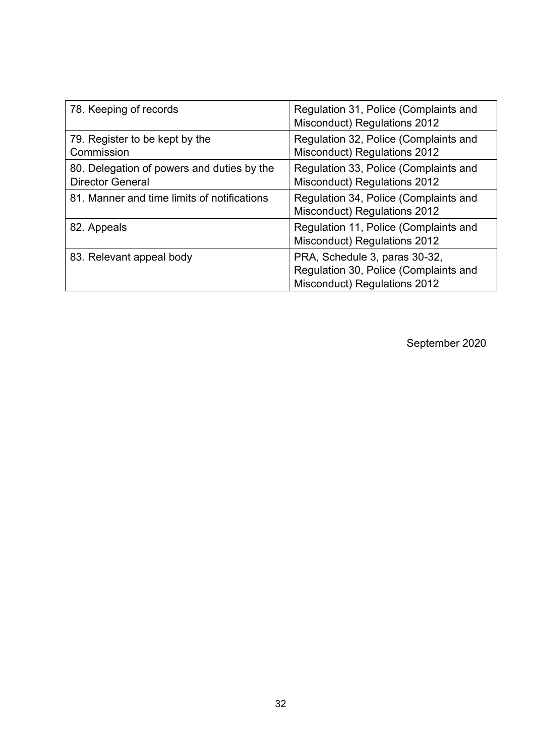| | |
|---|---|
| 78. Keeping of records | Regulation 31, Police (Complaints and Misconduct) Regulations 2012 |
| 79. Register to be kept by the Commission | Regulation 32, Police (Complaints and Misconduct) Regulations 2012 |
| 80. Delegation of powers and duties by the Director General | Regulation 33, Police (Complaints and Misconduct) Regulations 2012 |
| 81. Manner and time limits of notifications | Regulation 34, Police (Complaints and Misconduct) Regulations 2012 |
| 82. Appeals | Regulation 11, Police (Complaints and Misconduct) Regulations 2012 |
| 83. Relevant appeal body | PRA, Schedule 3, paras 30-32, Regulation 30, Police (Complaints and Misconduct) Regulations 2012 |

September 2020